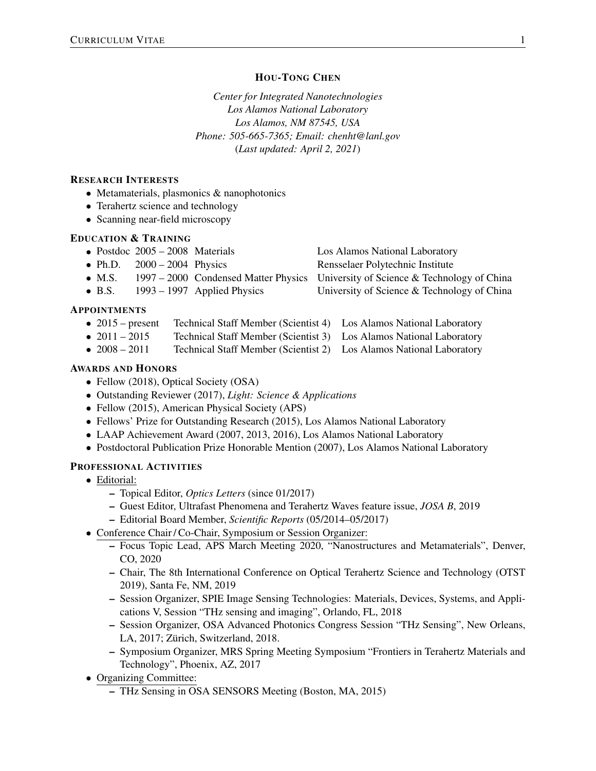# HOU-TONG CHEN

*Center for Integrated Nanotechnologies*
*Los Alamos National Laboratory*
*Los Alamos, NM 87545, USA*
*Phone: 505-665-7365; Email: chenht@lanl.gov*
(*Last updated: April 2, 2021*)

## RESEARCH INTERESTS

- Metamaterials, plasmonics & nanophotonics
- Terahertz science and technology
- Scanning near-field microscopy

## EDUCATION & TRAINING

- Postdoc 2005 – 2008 Materials — Los Alamos National Laboratory
- Ph.D. 2000 – 2004 Physics — Rensselaer Polytechnic Institute
- M.S. 1997 – 2000 Condensed Matter Physics — University of Science & Technology of China
- B.S. 1993 – 1997 Applied Physics — University of Science & Technology of China

## APPOINTMENTS

- 2015 – present Technical Staff Member (Scientist 4) — Los Alamos National Laboratory
- 2011 – 2015 Technical Staff Member (Scientist 3) — Los Alamos National Laboratory
- 2008 – 2011 Technical Staff Member (Scientist 2) — Los Alamos National Laboratory

## AWARDS AND HONORS

- Fellow (2018), Optical Society (OSA)
- Outstanding Reviewer (2017), *Light: Science & Applications*
- Fellow (2015), American Physical Society (APS)
- Fellows' Prize for Outstanding Research (2015), Los Alamos National Laboratory
- LAAP Achievement Award (2007, 2013, 2016), Los Alamos National Laboratory
- Postdoctoral Publication Prize Honorable Mention (2007), Los Alamos National Laboratory

## PROFESSIONAL ACTIVITIES

- Editorial:
  - Topical Editor, *Optics Letters* (since 01/2017)
  - Guest Editor, Ultrafast Phenomena and Terahertz Waves feature issue, *JOSA B*, 2019
  - Editorial Board Member, *Scientific Reports* (05/2014–05/2017)
- Conference Chair / Co-Chair, Symposium or Session Organizer:
  - Focus Topic Lead, APS March Meeting 2020, "Nanostructures and Metamaterials", Denver, CO, 2020
  - Chair, The 8th International Conference on Optical Terahertz Science and Technology (OTST 2019), Santa Fe, NM, 2019
  - Session Organizer, SPIE Image Sensing Technologies: Materials, Devices, Systems, and Applications V, Session "THz sensing and imaging", Orlando, FL, 2018
  - Session Organizer, OSA Advanced Photonics Congress Session "THz Sensing", New Orleans, LA, 2017; Zürich, Switzerland, 2018.
  - Symposium Organizer, MRS Spring Meeting Symposium "Frontiers in Terahertz Materials and Technology", Phoenix, AZ, 2017
- Organizing Committee:
  - THz Sensing in OSA SENSORS Meeting (Boston, MA, 2015)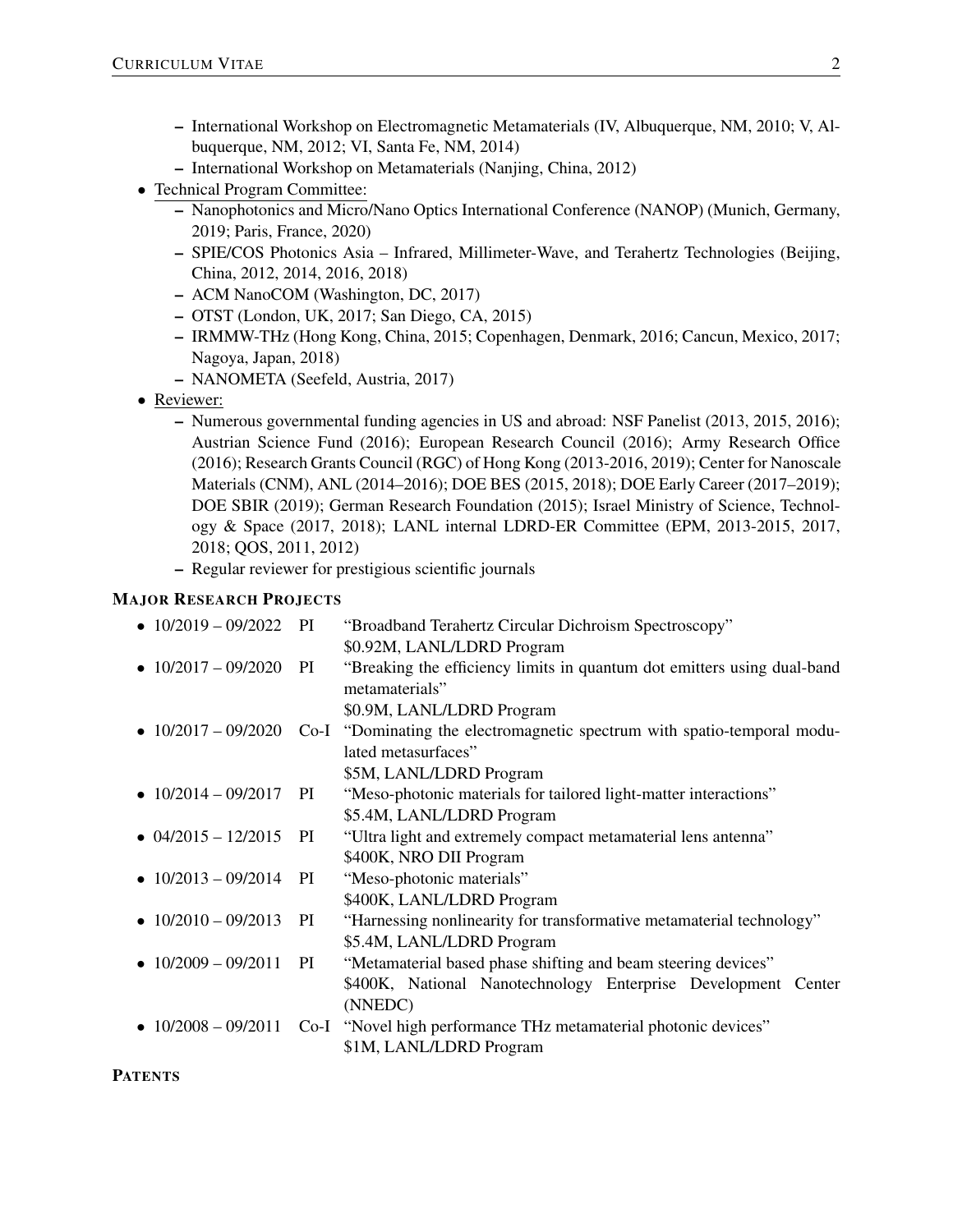- International Workshop on Electromagnetic Metamaterials (IV, Albuquerque, NM, 2010; V, Albuquerque, NM, 2012; VI, Santa Fe, NM, 2014)
  - International Workshop on Metamaterials (Nanjing, China, 2012)
- Technical Program Committee:
  - Nanophotonics and Micro/Nano Optics International Conference (NANOP) (Munich, Germany, 2019; Paris, France, 2020)
  - SPIE/COS Photonics Asia – Infrared, Millimeter-Wave, and Terahertz Technologies (Beijing, China, 2012, 2014, 2016, 2018)
  - ACM NanoCOM (Washington, DC, 2017)
  - OTST (London, UK, 2017; San Diego, CA, 2015)
  - IRMMW-THz (Hong Kong, China, 2015; Copenhagen, Denmark, 2016; Cancun, Mexico, 2017; Nagoya, Japan, 2018)
  - NANOMETA (Seefeld, Austria, 2017)
- Reviewer:
  - Numerous governmental funding agencies in US and abroad: NSF Panelist (2013, 2015, 2016); Austrian Science Fund (2016); European Research Council (2016); Army Research Office (2016); Research Grants Council (RGC) of Hong Kong (2013-2016, 2019); Center for Nanoscale Materials (CNM), ANL (2014–2016); DOE BES (2015, 2018); DOE Early Career (2017–2019); DOE SBIR (2019); German Research Foundation (2015); Israel Ministry of Science, Technology & Space (2017, 2018); LANL internal LDRD-ER Committee (EPM, 2013-2015, 2017, 2018; QOS, 2011, 2012)
  - Regular reviewer for prestigious scientific journals

### MAJOR RESEARCH PROJECTS

- 10/2019 – 09/2022 PI "Broadband Terahertz Circular Dichroism Spectroscopy"
  $0.92M, LANL/LDRD Program
- 10/2017 – 09/2020 PI "Breaking the efficiency limits in quantum dot emitters using dual-band metamaterials"
  $0.9M, LANL/LDRD Program
- 10/2017 – 09/2020 Co-I "Dominating the electromagnetic spectrum with spatio-temporal modulated metasurfaces"
  $5M, LANL/LDRD Program
- 10/2014 – 09/2017 PI "Meso-photonic materials for tailored light-matter interactions"
  $5.4M, LANL/LDRD Program
- 04/2015 – 12/2015 PI "Ultra light and extremely compact metamaterial lens antenna"
  $400K, NRO DII Program
- 10/2013 – 09/2014 PI "Meso-photonic materials"
  $400K, LANL/LDRD Program
- 10/2010 – 09/2013 PI "Harnessing nonlinearity for transformative metamaterial technology"
  $5.4M, LANL/LDRD Program
- 10/2009 – 09/2011 PI "Metamaterial based phase shifting and beam steering devices"
  $400K, National Nanotechnology Enterprise Development Center (NNEDC)
- 10/2008 – 09/2011 Co-I "Novel high performance THz metamaterial photonic devices"
  $1M, LANL/LDRD Program

### PATENTS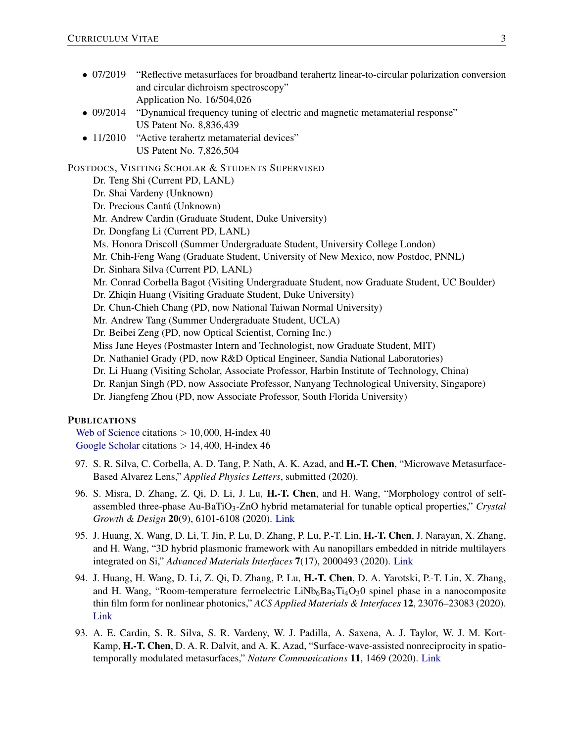- 07/2019 "Reflective metasurfaces for broadband terahertz linear-to-circular polarization conversion and circular dichroism spectroscopy"
  Application No. 16/504,026
- 09/2014 "Dynamical frequency tuning of electric and magnetic metamaterial response"
  US Patent No. 8,836,439
- 11/2010 "Active terahertz metamaterial devices"
  US Patent No. 7,826,504

### POSTDOCS, VISITING SCHOLAR & STUDENTS SUPERVISED

Dr. Teng Shi (Current PD, LANL)
Dr. Shai Vardeny (Unknown)
Dr. Precious Cantú (Unknown)
Mr. Andrew Cardin (Graduate Student, Duke University)
Dr. Dongfang Li (Current PD, LANL)
Ms. Honora Driscoll (Summer Undergraduate Student, University College London)
Mr. Chih-Feng Wang (Graduate Student, University of New Mexico, now Postdoc, PNNL)
Dr. Sinhara Silva (Current PD, LANL)
Mr. Conrad Corbella Bagot (Visiting Undergraduate Student, now Graduate Student, UC Boulder)
Dr. Zhiqin Huang (Visiting Graduate Student, Duke University)
Dr. Chun-Chieh Chang (PD, now National Taiwan Normal University)
Mr. Andrew Tang (Summer Undergraduate Student, UCLA)
Dr. Beibei Zeng (PD, now Optical Scientist, Corning Inc.)
Miss Jane Heyes (Postmaster Intern and Technologist, now Graduate Student, MIT)
Dr. Nathaniel Grady (PD, now R&D Optical Engineer, Sandia National Laboratories)
Dr. Li Huang (Visiting Scholar, Associate Professor, Harbin Institute of Technology, China)
Dr. Ranjan Singh (PD, now Associate Professor, Nanyang Technological University, Singapore)
Dr. Jiangfeng Zhou (PD, now Associate Professor, South Florida University)

## PUBLICATIONS

Web of Science citations $> 10,000$, H-index 40
Google Scholar citations $> 14,400$, H-index 46

97. S. R. Silva, C. Corbella, A. D. Tang, P. Nath, A. K. Azad, and **H.-T. Chen**, "Microwave Metasurface-Based Alvarez Lens," *Applied Physics Letters*, submitted (2020).

96. S. Misra, D. Zhang, Z. Qi, D. Li, J. Lu, **H.-T. Chen**, and H. Wang, "Morphology control of self-assembled three-phase Au-$BaTiO_3$-ZnO hybrid metamaterial for tunable optical properties," *Crystal Growth & Design* **20**(9), 6101-6108 (2020). Link

95. J. Huang, X. Wang, D. Li, T. Jin, P. Lu, D. Zhang, P. Lu, P.-T. Lin, **H.-T. Chen**, J. Narayan, X. Zhang, and H. Wang, "3D hybrid plasmonic framework with Au nanopillars embedded in nitride multilayers integrated on Si," *Advanced Materials Interfaces* **7**(17), 2000493 (2020). Link

94. J. Huang, H. Wang, D. Li, Z. Qi, D. Zhang, P. Lu, **H.-T. Chen**, D. A. Yarotski, P.-T. Lin, X. Zhang, and H. Wang, "Room-temperature ferroelectric $LiNb_6Ba_5Ti_4O_30$ spinel phase in a nanocomposite thin film form for nonlinear photonics," *ACS Applied Materials & Interfaces* **12**, 23076–23083 (2020). Link

93. A. E. Cardin, S. R. Silva, S. R. Vardeny, W. J. Padilla, A. Saxena, A. J. Taylor, W. J. M. Kort-Kamp, **H.-T. Chen**, D. A. R. Dalvit, and A. K. Azad, "Surface-wave-assisted nonreciprocity in spatio-temporally modulated metasurfaces," *Nature Communications* **11**, 1469 (2020). Link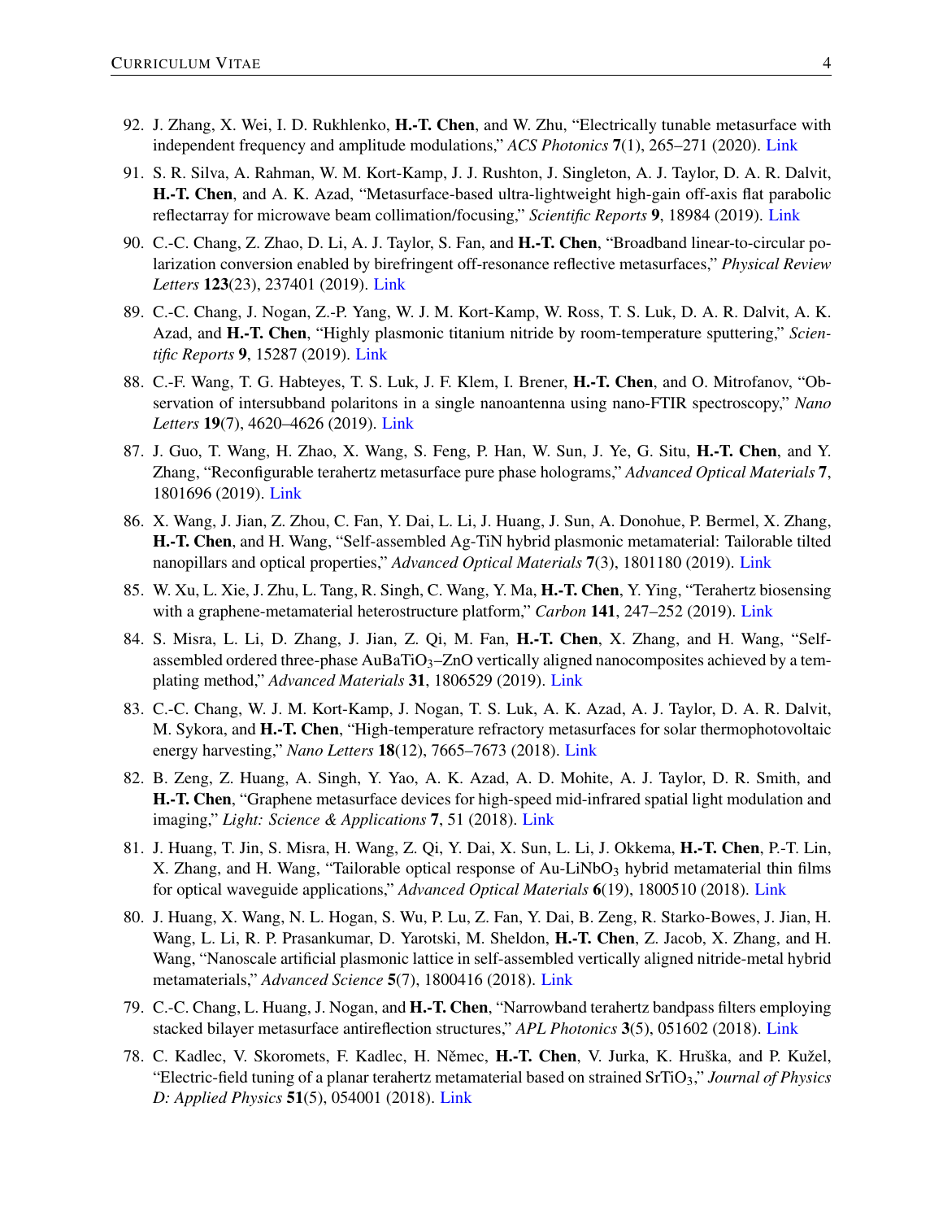92. J. Zhang, X. Wei, I. D. Rukhlenko, **H.-T. Chen**, and W. Zhu, "Electrically tunable metasurface with independent frequency and amplitude modulations," *ACS Photonics* **7**(1), 265–271 (2020). Link

91. S. R. Silva, A. Rahman, W. M. Kort-Kamp, J. J. Rushton, J. Singleton, A. J. Taylor, D. A. R. Dalvit, **H.-T. Chen**, and A. K. Azad, "Metasurface-based ultra-lightweight high-gain off-axis flat parabolic reflectarray for microwave beam collimation/focusing," *Scientific Reports* **9**, 18984 (2019). Link

90. C.-C. Chang, Z. Zhao, D. Li, A. J. Taylor, S. Fan, and **H.-T. Chen**, "Broadband linear-to-circular polarization conversion enabled by birefringent off-resonance reflective metasurfaces," *Physical Review Letters* **123**(23), 237401 (2019). Link

89. C.-C. Chang, J. Nogan, Z.-P. Yang, W. J. M. Kort-Kamp, W. Ross, T. S. Luk, D. A. R. Dalvit, A. K. Azad, and **H.-T. Chen**, "Highly plasmonic titanium nitride by room-temperature sputtering," *Scientific Reports* **9**, 15287 (2019). Link

88. C.-F. Wang, T. G. Habteyes, T. S. Luk, J. F. Klem, I. Brener, **H.-T. Chen**, and O. Mitrofanov, "Observation of intersubband polaritons in a single nanoantenna using nano-FTIR spectroscopy," *Nano Letters* **19**(7), 4620–4626 (2019). Link

87. J. Guo, T. Wang, H. Zhao, X. Wang, S. Feng, P. Han, W. Sun, J. Ye, G. Situ, **H.-T. Chen**, and Y. Zhang, "Reconfigurable terahertz metasurface pure phase holograms," *Advanced Optical Materials* **7**, 1801696 (2019). Link

86. X. Wang, J. Jian, Z. Zhou, C. Fan, Y. Dai, L. Li, J. Huang, J. Sun, A. Donohue, P. Bermel, X. Zhang, **H.-T. Chen**, and H. Wang, "Self-assembled Ag-TiN hybrid plasmonic metamaterial: Tailorable tilted nanopillars and optical properties," *Advanced Optical Materials* **7**(3), 1801180 (2019). Link

85. W. Xu, L. Xie, J. Zhu, L. Tang, R. Singh, C. Wang, Y. Ma, **H.-T. Chen**, Y. Ying, "Terahertz biosensing with a graphene-metamaterial heterostructure platform," *Carbon* **141**, 247–252 (2019). Link

84. S. Misra, L. Li, D. Zhang, J. Jian, Z. Qi, M. Fan, **H.-T. Chen**, X. Zhang, and H. Wang, "Self-assembled ordered three-phase Au$BaTiO_3$–ZnO vertically aligned nanocomposites achieved by a templating method," *Advanced Materials* **31**, 1806529 (2019). Link

83. C.-C. Chang, W. J. M. Kort-Kamp, J. Nogan, T. S. Luk, A. K. Azad, A. J. Taylor, D. A. R. Dalvit, M. Sykora, and **H.-T. Chen**, "High-temperature refractory metasurfaces for solar thermophotovoltaic energy harvesting," *Nano Letters* **18**(12), 7665–7673 (2018). Link

82. B. Zeng, Z. Huang, A. Singh, Y. Yao, A. K. Azad, A. D. Mohite, A. J. Taylor, D. R. Smith, and **H.-T. Chen**, "Graphene metasurface devices for high-speed mid-infrared spatial light modulation and imaging," *Light: Science & Applications* **7**, 51 (2018). Link

81. J. Huang, T. Jin, S. Misra, H. Wang, Z. Qi, Y. Dai, X. Sun, L. Li, J. Okkema, **H.-T. Chen**, P.-T. Lin, X. Zhang, and H. Wang, "Tailorable optical response of Au-$LiNbO_3$ hybrid metamaterial thin films for optical waveguide applications," *Advanced Optical Materials* **6**(19), 1800510 (2018). Link

80. J. Huang, X. Wang, N. L. Hogan, S. Wu, P. Lu, Z. Fan, Y. Dai, B. Zeng, R. Starko-Bowes, J. Jian, H. Wang, L. Li, R. P. Prasankumar, D. Yarotski, M. Sheldon, **H.-T. Chen**, Z. Jacob, X. Zhang, and H. Wang, "Nanoscale artificial plasmonic lattice in self-assembled vertically aligned nitride-metal hybrid metamaterials," *Advanced Science* **5**(7), 1800416 (2018). Link

79. C.-C. Chang, L. Huang, J. Nogan, and **H.-T. Chen**, "Narrowband terahertz bandpass filters employing stacked bilayer metasurface antireflection structures," *APL Photonics* **3**(5), 051602 (2018). Link

78. C. Kadlec, V. Skoromets, F. Kadlec, H. Němec, **H.-T. Chen**, V. Jurka, K. Hruška, and P. Kužel, "Electric-field tuning of a planar terahertz metamaterial based on strained $SrTiO_3$," *Journal of Physics D: Applied Physics* **51**(5), 054001 (2018). Link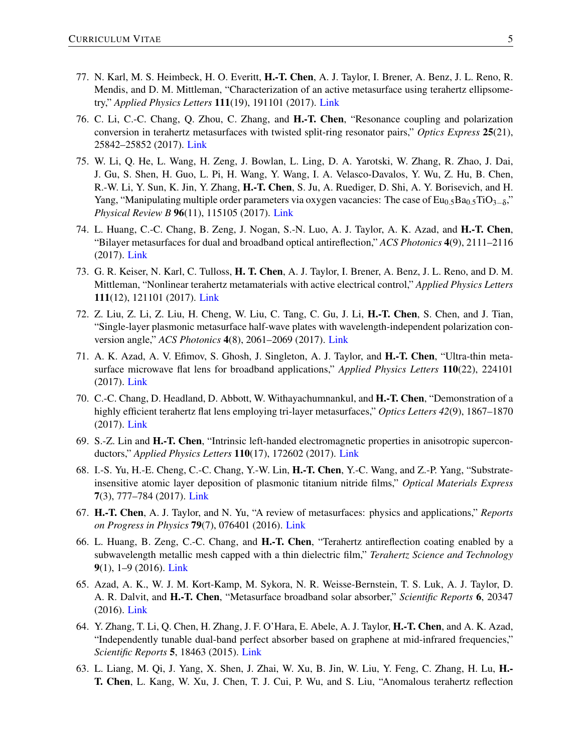77. N. Karl, M. S. Heimbeck, H. O. Everitt, **H.-T. Chen**, A. J. Taylor, I. Brener, A. Benz, J. L. Reno, R. Mendis, and D. M. Mittleman, "Characterization of an active metasurface using terahertz ellipsometry," *Applied Physics Letters* **111**(19), 191101 (2017). Link

76. C. Li, C.-C. Chang, Q. Zhou, C. Zhang, and **H.-T. Chen**, "Resonance coupling and polarization conversion in terahertz metasurfaces with twisted split-ring resonator pairs," *Optics Express* **25**(21), 25842–25852 (2017). Link

75. W. Li, Q. He, L. Wang, H. Zeng, J. Bowlan, L. Ling, D. A. Yarotski, W. Zhang, R. Zhao, J. Dai, J. Gu, S. Shen, H. Guo, L. Pi, H. Wang, Y. Wang, I. A. Velasco-Davalos, Y. Wu, Z. Hu, B. Chen, R.-W. Li, Y. Sun, K. Jin, Y. Zhang, **H.-T. Chen**, S. Ju, A. Ruediger, D. Shi, A. Y. Borisevich, and H. Yang, "Manipulating multiple order parameters via oxygen vacancies: The case of $Eu_{0.5}Ba_{0.5}TiO_{3-\delta}$," *Physical Review B* **96**(11), 115105 (2017). Link

74. L. Huang, C.-C. Chang, B. Zeng, J. Nogan, S.-N. Luo, A. J. Taylor, A. K. Azad, and **H.-T. Chen**, "Bilayer metasurfaces for dual and broadband optical antireflection," *ACS Photonics* **4**(9), 2111–2116 (2017). Link

73. G. R. Keiser, N. Karl, C. Tulloss, **H. T. Chen**, A. J. Taylor, I. Brener, A. Benz, J. L. Reno, and D. M. Mittleman, "Nonlinear terahertz metamaterials with active electrical control," *Applied Physics Letters* **111**(12), 121101 (2017). Link

72. Z. Liu, Z. Li, Z. Liu, H. Cheng, W. Liu, C. Tang, C. Gu, J. Li, **H.-T. Chen**, S. Chen, and J. Tian, "Single-layer plasmonic metasurface half-wave plates with wavelength-independent polarization conversion angle," *ACS Photonics* **4**(8), 2061–2069 (2017). Link

71. A. K. Azad, A. V. Efimov, S. Ghosh, J. Singleton, A. J. Taylor, and **H.-T. Chen**, "Ultra-thin metasurface microwave flat lens for broadband applications," *Applied Physics Letters* **110**(22), 224101 (2017). Link

70. C.-C. Chang, D. Headland, D. Abbott, W. Withayachumnankul, and **H.-T. Chen**, "Demonstration of a highly efficient terahertz flat lens employing tri-layer metasurfaces," *Optics Letters 42*(9), 1867–1870 (2017). Link

69. S.-Z. Lin and **H.-T. Chen**, "Intrinsic left-handed electromagnetic properties in anisotropic superconductors," *Applied Physics Letters* **110**(17), 172602 (2017). Link

68. I.-S. Yu, H.-E. Cheng, C.-C. Chang, Y.-W. Lin, **H.-T. Chen**, Y.-C. Wang, and Z.-P. Yang, "Substrate-insensitive atomic layer deposition of plasmonic titanium nitride films," *Optical Materials Express* **7**(3), 777–784 (2017). Link

67. **H.-T. Chen**, A. J. Taylor, and N. Yu, "A review of metasurfaces: physics and applications," *Reports on Progress in Physics* **79**(7), 076401 (2016). Link

66. L. Huang, B. Zeng, C.-C. Chang, and **H.-T. Chen**, "Terahertz antireflection coating enabled by a subwavelength metallic mesh capped with a thin dielectric film," *Terahertz Science and Technology* **9**(1), 1–9 (2016). Link

65. Azad, A. K., W. J. M. Kort-Kamp, M. Sykora, N. R. Weisse-Bernstein, T. S. Luk, A. J. Taylor, D. A. R. Dalvit, and **H.-T. Chen**, "Metasurface broadband solar absorber," *Scientific Reports* **6**, 20347 (2016). Link

64. Y. Zhang, T. Li, Q. Chen, H. Zhang, J. F. O'Hara, E. Abele, A. J. Taylor, **H.-T. Chen**, and A. K. Azad, "Independently tunable dual-band perfect absorber based on graphene at mid-infrared frequencies," *Scientific Reports* **5**, 18463 (2015). Link

63. L. Liang, M. Qi, J. Yang, X. Shen, J. Zhai, W. Xu, B. Jin, W. Liu, Y. Feng, C. Zhang, H. Lu, **H.-T. Chen**, L. Kang, W. Xu, J. Chen, T. J. Cui, P. Wu, and S. Liu, "Anomalous terahertz reflection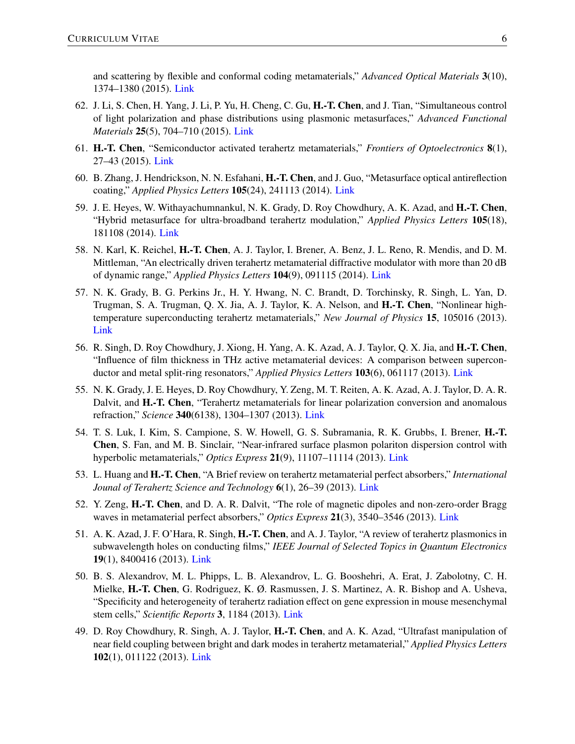and scattering by flexible and conformal coding metamaterials," *Advanced Optical Materials* **3**(10), 1374–1380 (2015). Link

62. J. Li, S. Chen, H. Yang, J. Li, P. Yu, H. Cheng, C. Gu, **H.-T. Chen**, and J. Tian, "Simultaneous control of light polarization and phase distributions using plasmonic metasurfaces," *Advanced Functional Materials* **25**(5), 704–710 (2015). Link

61. **H.-T. Chen**, "Semiconductor activated terahertz metamaterials," *Frontiers of Optoelectronics* **8**(1), 27–43 (2015). Link

60. B. Zhang, J. Hendrickson, N. N. Esfahani, **H.-T. Chen**, and J. Guo, "Metasurface optical antireflection coating," *Applied Physics Letters* **105**(24), 241113 (2014). Link

59. J. E. Heyes, W. Withayachumnankul, N. K. Grady, D. Roy Chowdhury, A. K. Azad, and **H.-T. Chen**, "Hybrid metasurface for ultra-broadband terahertz modulation," *Applied Physics Letters* **105**(18), 181108 (2014). Link

58. N. Karl, K. Reichel, **H.-T. Chen**, A. J. Taylor, I. Brener, A. Benz, J. L. Reno, R. Mendis, and D. M. Mittleman, "An electrically driven terahertz metamaterial diffractive modulator with more than 20 dB of dynamic range," *Applied Physics Letters* **104**(9), 091115 (2014). Link

57. N. K. Grady, B. G. Perkins Jr., H. Y. Hwang, N. C. Brandt, D. Torchinsky, R. Singh, L. Yan, D. Trugman, S. A. Trugman, Q. X. Jia, A. J. Taylor, K. A. Nelson, and **H.-T. Chen**, "Nonlinear high-temperature superconducting terahertz metamaterials," *New Journal of Physics* **15**, 105016 (2013). Link

56. R. Singh, D. Roy Chowdhury, J. Xiong, H. Yang, A. K. Azad, A. J. Taylor, Q. X. Jia, and **H.-T. Chen**, "Influence of film thickness in THz active metamaterial devices: A comparison between superconductor and metal split-ring resonators," *Applied Physics Letters* **103**(6), 061117 (2013). Link

55. N. K. Grady, J. E. Heyes, D. Roy Chowdhury, Y. Zeng, M. T. Reiten, A. K. Azad, A. J. Taylor, D. A. R. Dalvit, and **H.-T. Chen**, "Terahertz metamaterials for linear polarization conversion and anomalous refraction," *Science* **340**(6138), 1304–1307 (2013). Link

54. T. S. Luk, I. Kim, S. Campione, S. W. Howell, G. S. Subramania, R. K. Grubbs, I. Brener, **H.-T. Chen**, S. Fan, and M. B. Sinclair, "Near-infrared surface plasmon polariton dispersion control with hyperbolic metamaterials," *Optics Express* **21**(9), 11107–11114 (2013). Link

53. L. Huang and **H.-T. Chen**, "A Brief review on terahertz metamaterial perfect absorbers," *International Journal of Terahertz Science and Technology* **6**(1), 26–39 (2013). Link

52. Y. Zeng, **H.-T. Chen**, and D. A. R. Dalvit, "The role of magnetic dipoles and non-zero-order Bragg waves in metamaterial perfect absorbers," *Optics Express* **21**(3), 3540–3546 (2013). Link

51. A. K. Azad, J. F. O'Hara, R. Singh, **H.-T. Chen**, and A. J. Taylor, "A review of terahertz plasmonics in subwavelength holes on conducting films," *IEEE Journal of Selected Topics in Quantum Electronics* **19**(1), 8400416 (2013). Link

50. B. S. Alexandrov, M. L. Phipps, L. B. Alexandrov, L. G. Booshehri, A. Erat, J. Zabolotny, C. H. Mielke, **H.-T. Chen**, G. Rodriguez, K. Ø. Rasmussen, J. S. Martinez, A. R. Bishop and A. Usheva, "Specificity and heterogeneity of terahertz radiation effect on gene expression in mouse mesenchymal stem cells," *Scientific Reports* **3**, 1184 (2013). Link

49. D. Roy Chowdhury, R. Singh, A. J. Taylor, **H.-T. Chen**, and A. K. Azad, "Ultrafast manipulation of near field coupling between bright and dark modes in terahertz metamaterial," *Applied Physics Letters* **102**(1), 011122 (2013). Link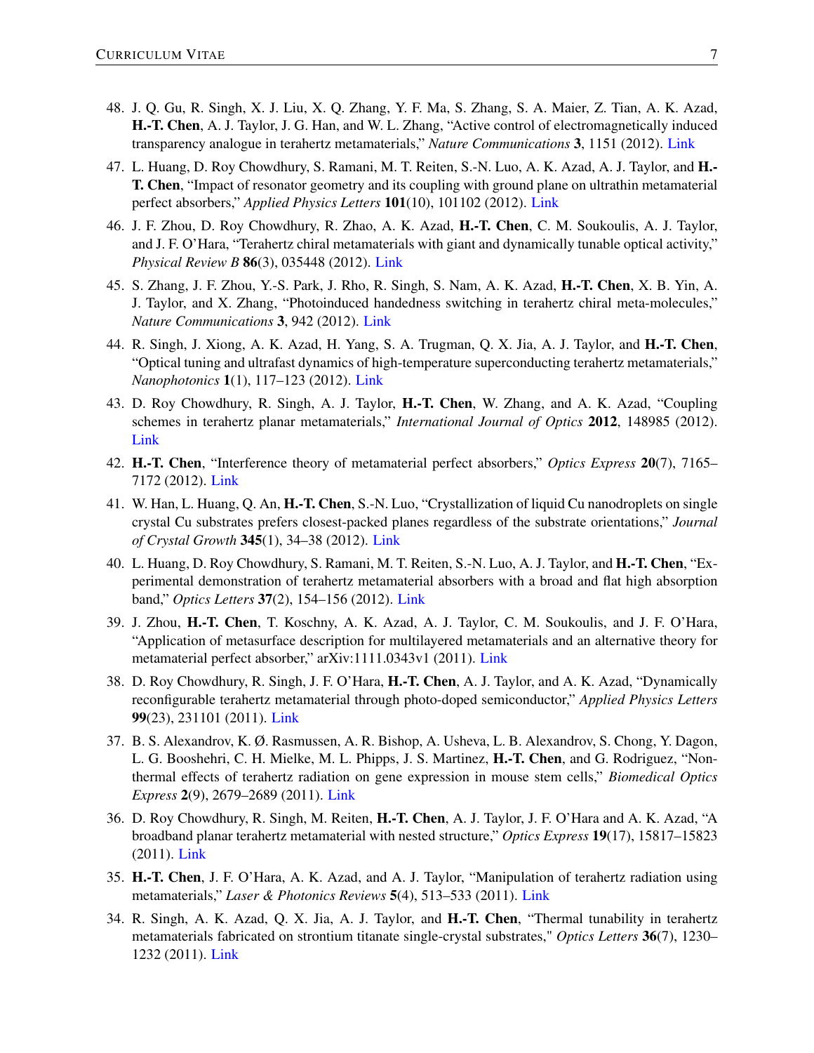48. J. Q. Gu, R. Singh, X. J. Liu, X. Q. Zhang, Y. F. Ma, S. Zhang, S. A. Maier, Z. Tian, A. K. Azad, **H.-T. Chen**, A. J. Taylor, J. G. Han, and W. L. Zhang, "Active control of electromagnetically induced transparency analogue in terahertz metamaterials," *Nature Communications* **3**, 1151 (2012). Link

47. L. Huang, D. Roy Chowdhury, S. Ramani, M. T. Reiten, S.-N. Luo, A. K. Azad, A. J. Taylor, and **H.-T. Chen**, "Impact of resonator geometry and its coupling with ground plane on ultrathin metamaterial perfect absorbers," *Applied Physics Letters* **101**(10), 101102 (2012). Link

46. J. F. Zhou, D. Roy Chowdhury, R. Zhao, A. K. Azad, **H.-T. Chen**, C. M. Soukoulis, A. J. Taylor, and J. F. O'Hara, "Terahertz chiral metamaterials with giant and dynamically tunable optical activity," *Physical Review B* **86**(3), 035448 (2012). Link

45. S. Zhang, J. F. Zhou, Y.-S. Park, J. Rho, R. Singh, S. Nam, A. K. Azad, **H.-T. Chen**, X. B. Yin, A. J. Taylor, and X. Zhang, "Photoinduced handedness switching in terahertz chiral meta-molecules," *Nature Communications* **3**, 942 (2012). Link

44. R. Singh, J. Xiong, A. K. Azad, H. Yang, S. A. Trugman, Q. X. Jia, A. J. Taylor, and **H.-T. Chen**, "Optical tuning and ultrafast dynamics of high-temperature superconducting terahertz metamaterials," *Nanophotonics* **1**(1), 117–123 (2012). Link

43. D. Roy Chowdhury, R. Singh, A. J. Taylor, **H.-T. Chen**, W. Zhang, and A. K. Azad, "Coupling schemes in terahertz planar metamaterials," *International Journal of Optics* **2012**, 148985 (2012). Link

42. **H.-T. Chen**, "Interference theory of metamaterial perfect absorbers," *Optics Express* **20**(7), 7165–7172 (2012). Link

41. W. Han, L. Huang, Q. An, **H.-T. Chen**, S.-N. Luo, "Crystallization of liquid Cu nanodroplets on single crystal Cu substrates prefers closest-packed planes regardless of the substrate orientations," *Journal of Crystal Growth* **345**(1), 34–38 (2012). Link

40. L. Huang, D. Roy Chowdhury, S. Ramani, M. T. Reiten, S.-N. Luo, A. J. Taylor, and **H.-T. Chen**, "Experimental demonstration of terahertz metamaterial absorbers with a broad and flat high absorption band," *Optics Letters* **37**(2), 154–156 (2012). Link

39. J. Zhou, **H.-T. Chen**, T. Koschny, A. K. Azad, A. J. Taylor, C. M. Soukoulis, and J. F. O'Hara, "Application of metasurface description for multilayered metamaterials and an alternative theory for metamaterial perfect absorber," arXiv:1111.0343v1 (2011). Link

38. D. Roy Chowdhury, R. Singh, J. F. O'Hara, **H.-T. Chen**, A. J. Taylor, and A. K. Azad, "Dynamically reconfigurable terahertz metamaterial through photo-doped semiconductor," *Applied Physics Letters* **99**(23), 231101 (2011). Link

37. B. S. Alexandrov, K. Ø. Rasmussen, A. R. Bishop, A. Usheva, L. B. Alexandrov, S. Chong, Y. Dagon, L. G. Booshehri, C. H. Mielke, M. L. Phipps, J. S. Martinez, **H.-T. Chen**, and G. Rodriguez, "Non-thermal effects of terahertz radiation on gene expression in mouse stem cells," *Biomedical Optics Express* **2**(9), 2679–2689 (2011). Link

36. D. Roy Chowdhury, R. Singh, M. Reiten, **H.-T. Chen**, A. J. Taylor, J. F. O'Hara and A. K. Azad, "A broadband planar terahertz metamaterial with nested structure," *Optics Express* **19**(17), 15817–15823 (2011). Link

35. **H.-T. Chen**, J. F. O'Hara, A. K. Azad, and A. J. Taylor, "Manipulation of terahertz radiation using metamaterials," *Laser & Photonics Reviews* **5**(4), 513–533 (2011). Link

34. R. Singh, A. K. Azad, Q. X. Jia, A. J. Taylor, and **H.-T. Chen**, "Thermal tunability in terahertz metamaterials fabricated on strontium titanate single-crystal substrates," *Optics Letters* **36**(7), 1230–1232 (2011). Link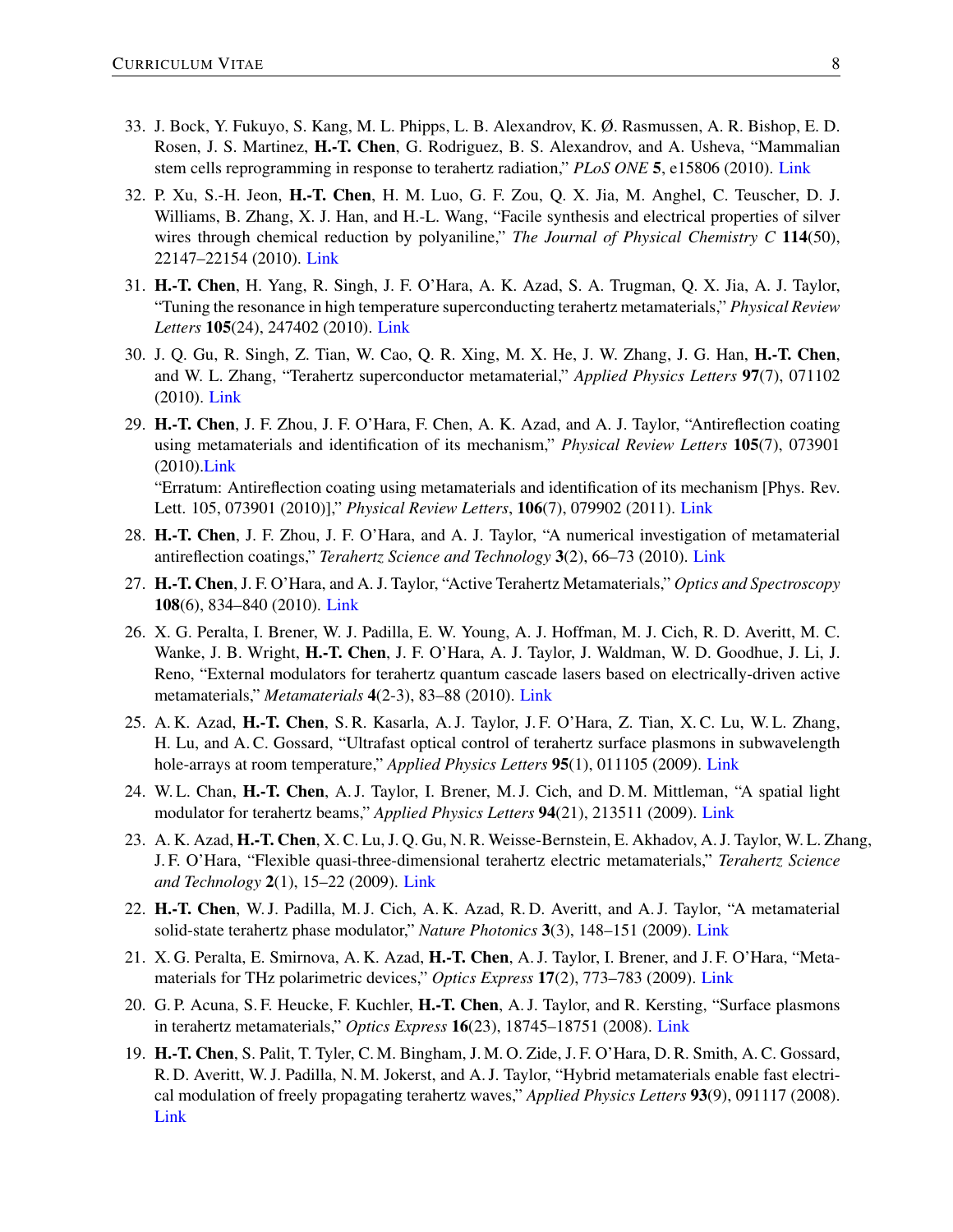33. J. Bock, Y. Fukuyo, S. Kang, M. L. Phipps, L. B. Alexandrov, K. Ø. Rasmussen, A. R. Bishop, E. D. Rosen, J. S. Martinez, **H.-T. Chen**, G. Rodriguez, B. S. Alexandrov, and A. Usheva, "Mammalian stem cells reprogramming in response to terahertz radiation," *PLoS ONE* **5**, e15806 (2010). Link

32. P. Xu, S.-H. Jeon, **H.-T. Chen**, H. M. Luo, G. F. Zou, Q. X. Jia, M. Anghel, C. Teuscher, D. J. Williams, B. Zhang, X. J. Han, and H.-L. Wang, "Facile synthesis and electrical properties of silver wires through chemical reduction by polyaniline," *The Journal of Physical Chemistry C* **114**(50), 22147–22154 (2010). Link

31. **H.-T. Chen**, H. Yang, R. Singh, J. F. O'Hara, A. K. Azad, S. A. Trugman, Q. X. Jia, A. J. Taylor, "Tuning the resonance in high temperature superconducting terahertz metamaterials," *Physical Review Letters* **105**(24), 247402 (2010). Link

30. J. Q. Gu, R. Singh, Z. Tian, W. Cao, Q. R. Xing, M. X. He, J. W. Zhang, J. G. Han, **H.-T. Chen**, and W. L. Zhang, "Terahertz superconductor metamaterial," *Applied Physics Letters* **97**(7), 071102 (2010). Link

29. **H.-T. Chen**, J. F. Zhou, J. F. O'Hara, F. Chen, A. K. Azad, and A. J. Taylor, "Antireflection coating using metamaterials and identification of its mechanism," *Physical Review Letters* **105**(7), 073901 (2010).Link
"Erratum: Antireflection coating using metamaterials and identification of its mechanism [Phys. Rev. Lett. 105, 073901 (2010)]," *Physical Review Letters*, **106**(7), 079902 (2011). Link

28. **H.-T. Chen**, J. F. Zhou, J. F. O'Hara, and A. J. Taylor, "A numerical investigation of metamaterial antireflection coatings," *Terahertz Science and Technology* **3**(2), 66–73 (2010). Link

27. **H.-T. Chen**, J. F. O'Hara, and A. J. Taylor, "Active Terahertz Metamaterials," *Optics and Spectroscopy* **108**(6), 834–840 (2010). Link

26. X. G. Peralta, I. Brener, W. J. Padilla, E. W. Young, A. J. Hoffman, M. J. Cich, R. D. Averitt, M. C. Wanke, J. B. Wright, **H.-T. Chen**, J. F. O'Hara, A. J. Taylor, J. Waldman, W. D. Goodhue, J. Li, J. Reno, "External modulators for terahertz quantum cascade lasers based on electrically-driven active metamaterials," *Metamaterials* **4**(2-3), 83–88 (2010). Link

25. A. K. Azad, **H.-T. Chen**, S. R. Kasarla, A. J. Taylor, J. F. O'Hara, Z. Tian, X. C. Lu, W. L. Zhang, H. Lu, and A. C. Gossard, "Ultrafast optical control of terahertz surface plasmons in subwavelength hole-arrays at room temperature," *Applied Physics Letters* **95**(1), 011105 (2009). Link

24. W. L. Chan, **H.-T. Chen**, A. J. Taylor, I. Brener, M. J. Cich, and D. M. Mittleman, "A spatial light modulator for terahertz beams," *Applied Physics Letters* **94**(21), 213511 (2009). Link

23. A. K. Azad, **H.-T. Chen**, X. C. Lu, J. Q. Gu, N. R. Weisse-Bernstein, E. Akhadov, A. J. Taylor, W. L. Zhang, J. F. O'Hara, "Flexible quasi-three-dimensional terahertz electric metamaterials," *Terahertz Science and Technology* **2**(1), 15–22 (2009). Link

22. **H.-T. Chen**, W. J. Padilla, M. J. Cich, A. K. Azad, R. D. Averitt, and A. J. Taylor, "A metamaterial solid-state terahertz phase modulator," *Nature Photonics* **3**(3), 148–151 (2009). Link

21. X. G. Peralta, E. Smirnova, A. K. Azad, **H.-T. Chen**, A. J. Taylor, I. Brener, and J. F. O'Hara, "Metamaterials for THz polarimetric devices," *Optics Express* **17**(2), 773–783 (2009). Link

20. G. P. Acuna, S. F. Heucke, F. Kuchler, **H.-T. Chen**, A. J. Taylor, and R. Kersting, "Surface plasmons in terahertz metamaterials," *Optics Express* **16**(23), 18745–18751 (2008). Link

19. **H.-T. Chen**, S. Palit, T. Tyler, C. M. Bingham, J. M. O. Zide, J. F. O'Hara, D. R. Smith, A. C. Gossard, R. D. Averitt, W. J. Padilla, N. M. Jokerst, and A. J. Taylor, "Hybrid metamaterials enable fast electrical modulation of freely propagating terahertz waves," *Applied Physics Letters* **93**(9), 091117 (2008). Link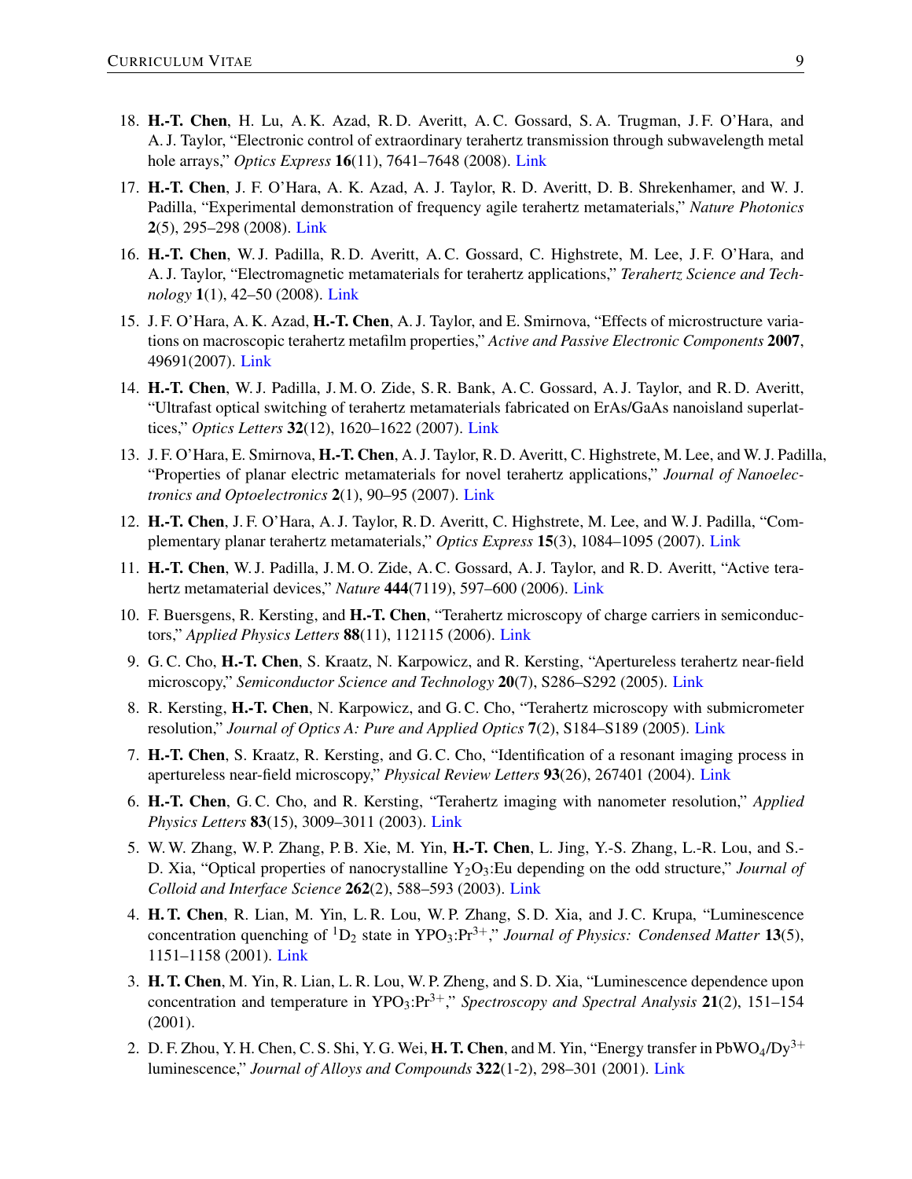18. **H.-T. Chen**, H. Lu, A. K. Azad, R. D. Averitt, A. C. Gossard, S. A. Trugman, J. F. O'Hara, and A. J. Taylor, "Electronic control of extraordinary terahertz transmission through subwavelength metal hole arrays," *Optics Express* **16**(11), 7641–7648 (2008). Link

17. **H.-T. Chen**, J. F. O'Hara, A. K. Azad, A. J. Taylor, R. D. Averitt, D. B. Shrekenhamer, and W. J. Padilla, "Experimental demonstration of frequency agile terahertz metamaterials," *Nature Photonics* **2**(5), 295–298 (2008). Link

16. **H.-T. Chen**, W. J. Padilla, R. D. Averitt, A. C. Gossard, C. Highstrete, M. Lee, J. F. O'Hara, and A. J. Taylor, "Electromagnetic metamaterials for terahertz applications," *Terahertz Science and Technology* **1**(1), 42–50 (2008). Link

15. J. F. O'Hara, A. K. Azad, **H.-T. Chen**, A. J. Taylor, and E. Smirnova, "Effects of microstructure variations on macroscopic terahertz metafilm properties," *Active and Passive Electronic Components* **2007**, 49691(2007). Link

14. **H.-T. Chen**, W. J. Padilla, J. M. O. Zide, S. R. Bank, A. C. Gossard, A. J. Taylor, and R. D. Averitt, "Ultrafast optical switching of terahertz metamaterials fabricated on ErAs/GaAs nanoisland superlattices," *Optics Letters* **32**(12), 1620–1622 (2007). Link

13. J. F. O'Hara, E. Smirnova, **H.-T. Chen**, A. J. Taylor, R. D. Averitt, C. Highstrete, M. Lee, and W. J. Padilla, "Properties of planar electric metamaterials for novel terahertz applications," *Journal of Nanoelectronics and Optoelectronics* **2**(1), 90–95 (2007). Link

12. **H.-T. Chen**, J. F. O'Hara, A. J. Taylor, R. D. Averitt, C. Highstrete, M. Lee, and W. J. Padilla, "Complementary planar terahertz metamaterials," *Optics Express* **15**(3), 1084–1095 (2007). Link

11. **H.-T. Chen**, W. J. Padilla, J. M. O. Zide, A. C. Gossard, A. J. Taylor, and R. D. Averitt, "Active terahertz metamaterial devices," *Nature* **444**(7119), 597–600 (2006). Link

10. F. Buersgens, R. Kersting, and **H.-T. Chen**, "Terahertz microscopy of charge carriers in semiconductors," *Applied Physics Letters* **88**(11), 112115 (2006). Link

9. G. C. Cho, **H.-T. Chen**, S. Kraatz, N. Karpowicz, and R. Kersting, "Apertureless terahertz near-field microscopy," *Semiconductor Science and Technology* **20**(7), S286–S292 (2005). Link

8. R. Kersting, **H.-T. Chen**, N. Karpowicz, and G. C. Cho, "Terahertz microscopy with submicrometer resolution," *Journal of Optics A: Pure and Applied Optics* **7**(2), S184–S189 (2005). Link

7. **H.-T. Chen**, S. Kraatz, R. Kersting, and G. C. Cho, "Identification of a resonant imaging process in apertureless near-field microscopy," *Physical Review Letters* **93**(26), 267401 (2004). Link

6. **H.-T. Chen**, G. C. Cho, and R. Kersting, "Terahertz imaging with nanometer resolution," *Applied Physics Letters* **83**(15), 3009–3011 (2003). Link

5. W. W. Zhang, W. P. Zhang, P. B. Xie, M. Yin, **H.-T. Chen**, L. Jing, Y.-S. Zhang, L.-R. Lou, and S.-D. Xia, "Optical properties of nanocrystalline $Y_2O_3$:Eu depending on the odd structure," *Journal of Colloid and Interface Science* **262**(2), 588–593 (2003). Link

4. **H. T. Chen**, R. Lian, M. Yin, L. R. Lou, W. P. Zhang, S. D. Xia, and J. C. Krupa, "Luminescence concentration quenching of $^1D_2$ state in $YPO_3$:$Pr^{3+}$," *Journal of Physics: Condensed Matter* **13**(5), 1151–1158 (2001). Link

3. **H. T. Chen**, M. Yin, R. Lian, L. R. Lou, W. P. Zheng, and S. D. Xia, "Luminescence dependence upon concentration and temperature in $YPO_3$:$Pr^{3+}$," *Spectroscopy and Spectral Analysis* **21**(2), 151–154 (2001).

2. D. F. Zhou, Y. H. Chen, C. S. Shi, Y. G. Wei, **H. T. Chen**, and M. Yin, "Energy transfer in $PbWO_4$/$Dy^{3+}$ luminescence," *Journal of Alloys and Compounds* **322**(1-2), 298–301 (2001). Link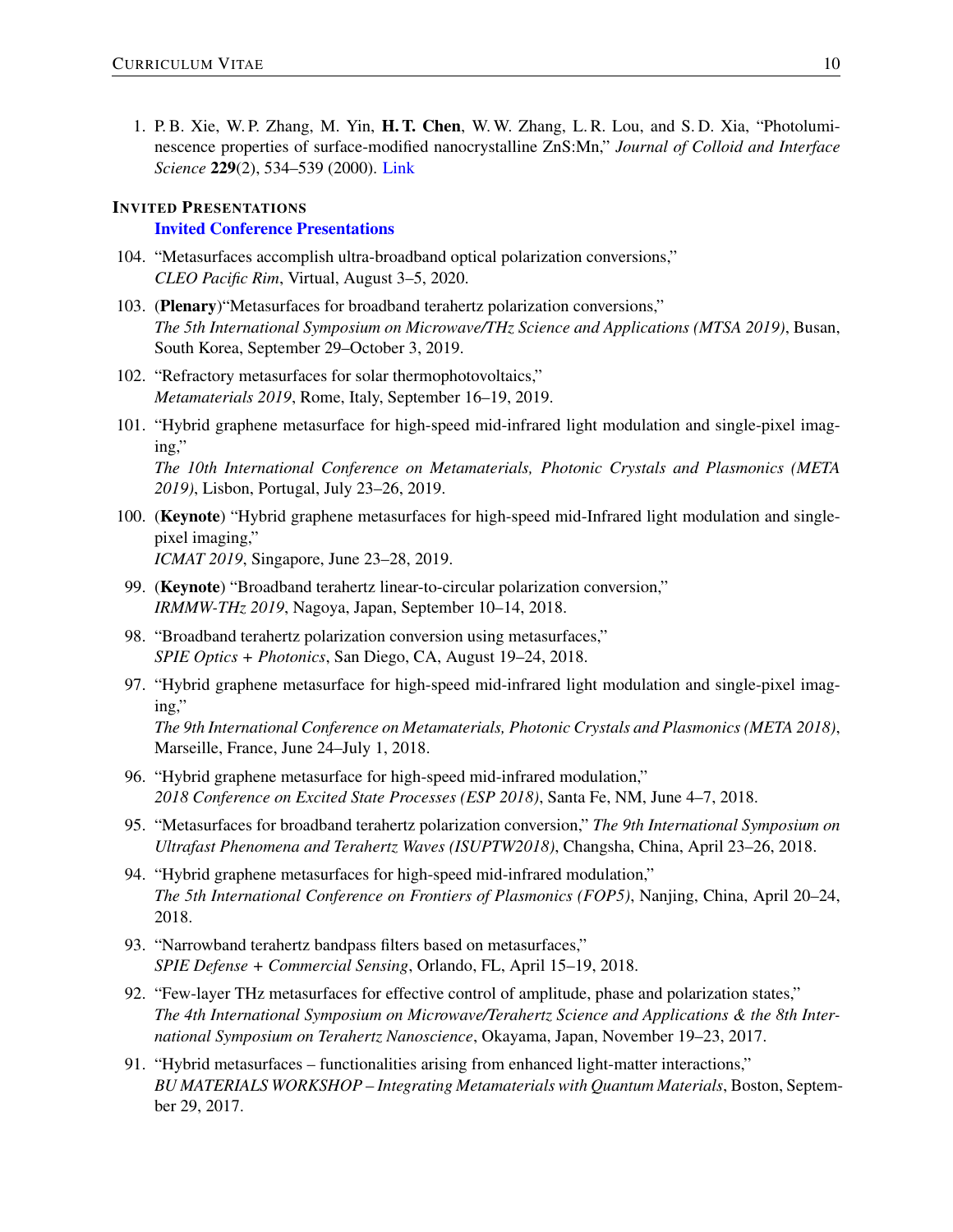1. P. B. Xie, W. P. Zhang, M. Yin, **H. T. Chen**, W. W. Zhang, L. R. Lou, and S. D. Xia, "Photoluminescence properties of surface-modified nanocrystalline ZnS:Mn," *Journal of Colloid and Interface Science* **229**(2), 534–539 (2000). Link

## INVITED PRESENTATIONS

### Invited Conference Presentations

104. "Metasurfaces accomplish ultra-broadband optical polarization conversions,"
*CLEO Pacific Rim*, Virtual, August 3–5, 2020.

103. (**Plenary**)"Metasurfaces for broadband terahertz polarization conversions,"
*The 5th International Symposium on Microwave/THz Science and Applications (MTSA 2019)*, Busan, South Korea, September 29–October 3, 2019.

102. "Refractory metasurfaces for solar thermophotovoltaics,"
*Metamaterials 2019*, Rome, Italy, September 16–19, 2019.

101. "Hybrid graphene metasurface for high-speed mid-infrared light modulation and single-pixel imaging,"
*The 10th International Conference on Metamaterials, Photonic Crystals and Plasmonics (META 2019)*, Lisbon, Portugal, July 23–26, 2019.

100. (**Keynote**) "Hybrid graphene metasurfaces for high-speed mid-Infrared light modulation and single-pixel imaging,"
*ICMAT 2019*, Singapore, June 23–28, 2019.

99. (**Keynote**) "Broadband terahertz linear-to-circular polarization conversion,"
*IRMMW-THz 2019*, Nagoya, Japan, September 10–14, 2018.

98. "Broadband terahertz polarization conversion using metasurfaces,"
*SPIE Optics + Photonics*, San Diego, CA, August 19–24, 2018.

97. "Hybrid graphene metasurface for high-speed mid-infrared light modulation and single-pixel imaging,"
*The 9th International Conference on Metamaterials, Photonic Crystals and Plasmonics (META 2018)*, Marseille, France, June 24–July 1, 2018.

96. "Hybrid graphene metasurface for high-speed mid-infrared modulation,"
*2018 Conference on Excited State Processes (ESP 2018)*, Santa Fe, NM, June 4–7, 2018.

95. "Metasurfaces for broadband terahertz polarization conversion," *The 9th International Symposium on Ultrafast Phenomena and Terahertz Waves (ISUPTW2018)*, Changsha, China, April 23–26, 2018.

94. "Hybrid graphene metasurfaces for high-speed mid-infrared modulation,"
*The 5th International Conference on Frontiers of Plasmonics (FOP5)*, Nanjing, China, April 20–24, 2018.

93. "Narrowband terahertz bandpass filters based on metasurfaces,"
*SPIE Defense + Commercial Sensing*, Orlando, FL, April 15–19, 2018.

92. "Few-layer THz metasurfaces for effective control of amplitude, phase and polarization states,"
*The 4th International Symposium on Microwave/Terahertz Science and Applications & the 8th International Symposium on Terahertz Nanoscience*, Okayama, Japan, November 19–23, 2017.

91. "Hybrid metasurfaces – functionalities arising from enhanced light-matter interactions,"
*BU MATERIALS WORKSHOP – Integrating Metamaterials with Quantum Materials*, Boston, September 29, 2017.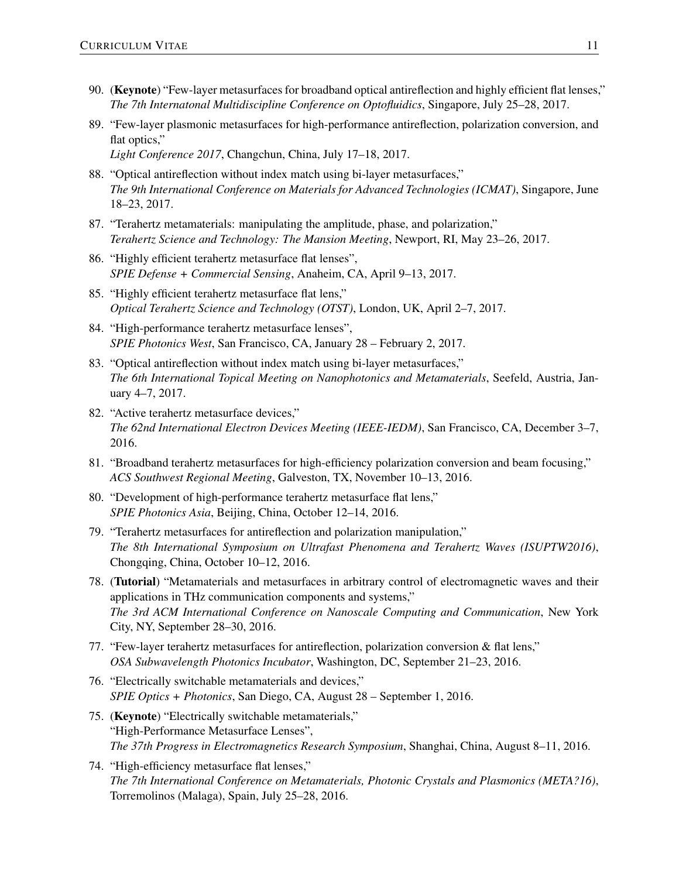90. (**Keynote**) "Few-layer metasurfaces for broadband optical antireflection and highly efficient flat lenses," *The 7th Internatonal Multidiscipline Conference on Optofluidics*, Singapore, July 25–28, 2017.

89. "Few-layer plasmonic metasurfaces for high-performance antireflection, polarization conversion, and flat optics,"
*Light Conference 2017*, Changchun, China, July 17–18, 2017.

88. "Optical antireflection without index match using bi-layer metasurfaces,"
*The 9th International Conference on Materials for Advanced Technologies (ICMAT)*, Singapore, June 18–23, 2017.

87. "Terahertz metamaterials: manipulating the amplitude, phase, and polarization,"
*Terahertz Science and Technology: The Mansion Meeting*, Newport, RI, May 23–26, 2017.

86. "Highly efficient terahertz metasurface flat lenses",
*SPIE Defense + Commercial Sensing*, Anaheim, CA, April 9–13, 2017.

85. "Highly efficient terahertz metasurface flat lens,"
*Optical Terahertz Science and Technology (OTST)*, London, UK, April 2–7, 2017.

84. "High-performance terahertz metasurface lenses",
*SPIE Photonics West*, San Francisco, CA, January 28 – February 2, 2017.

83. "Optical antireflection without index match using bi-layer metasurfaces,"
*The 6th International Topical Meeting on Nanophotonics and Metamaterials*, Seefeld, Austria, January 4–7, 2017.

82. "Active terahertz metasurface devices,"
*The 62nd International Electron Devices Meeting (IEEE-IEDM)*, San Francisco, CA, December 3–7, 2016.

81. "Broadband terahertz metasurfaces for high-efficiency polarization conversion and beam focusing,"
*ACS Southwest Regional Meeting*, Galveston, TX, November 10–13, 2016.

80. "Development of high-performance terahertz metasurface flat lens,"
*SPIE Photonics Asia*, Beijing, China, October 12–14, 2016.

79. "Terahertz metasurfaces for antireflection and polarization manipulation,"
*The 8th International Symposium on Ultrafast Phenomena and Terahertz Waves (ISUPTW2016)*, Chongqing, China, October 10–12, 2016.

78. (**Tutorial**) "Metamaterials and metasurfaces in arbitrary control of electromagnetic waves and their applications in THz communication components and systems,"
*The 3rd ACM International Conference on Nanoscale Computing and Communication*, New York City, NY, September 28–30, 2016.

77. "Few-layer terahertz metasurfaces for antireflection, polarization conversion & flat lens,"
*OSA Subwavelength Photonics Incubator*, Washington, DC, September 21–23, 2016.

76. "Electrically switchable metamaterials and devices,"
*SPIE Optics + Photonics*, San Diego, CA, August 28 – September 1, 2016.

75. (**Keynote**) "Electrically switchable metamaterials,"
"High-Performance Metasurface Lenses",
*The 37th Progress in Electromagnetics Research Symposium*, Shanghai, China, August 8–11, 2016.

74. "High-efficiency metasurface flat lenses,"
*The 7th International Conference on Metamaterials, Photonic Crystals and Plasmonics (META?16)*, Torremolinos (Malaga), Spain, July 25–28, 2016.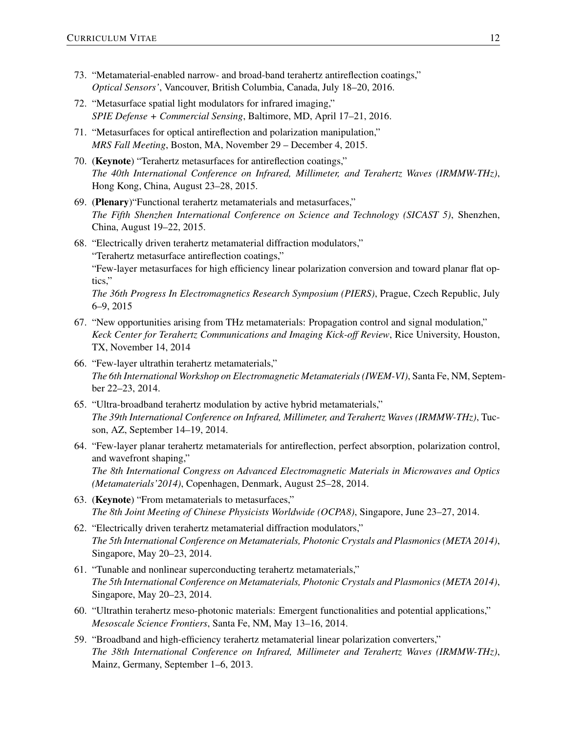73. "Metamaterial-enabled narrow- and broad-band terahertz antireflection coatings,"
*Optical Sensors'*, Vancouver, British Columbia, Canada, July 18–20, 2016.

72. "Metasurface spatial light modulators for infrared imaging,"
*SPIE Defense + Commercial Sensing*, Baltimore, MD, April 17–21, 2016.

71. "Metasurfaces for optical antireflection and polarization manipulation,"
*MRS Fall Meeting*, Boston, MA, November 29 – December 4, 2015.

70. (**Keynote**) "Terahertz metasurfaces for antireflection coatings,"
*The 40th International Conference on Infrared, Millimeter, and Terahertz Waves (IRMMW-THz)*, Hong Kong, China, August 23–28, 2015.

69. (**Plenary**)"Functional terahertz metamaterials and metasurfaces,"
*The Fifth Shenzhen International Conference on Science and Technology (SICAST 5)*, Shenzhen, China, August 19–22, 2015.

68. "Electrically driven terahertz metamaterial diffraction modulators,"
"Terahertz metasurface antireflection coatings,"
"Few-layer metasurfaces for high efficiency linear polarization conversion and toward planar flat optics,"
*The 36th Progress In Electromagnetics Research Symposium (PIERS)*, Prague, Czech Republic, July 6–9, 2015

67. "New opportunities arising from THz metamaterials: Propagation control and signal modulation,"
*Keck Center for Terahertz Communications and Imaging Kick-off Review*, Rice University, Houston, TX, November 14, 2014

66. "Few-layer ultrathin terahertz metamaterials,"
*The 6th International Workshop on Electromagnetic Metamaterials (IWEM-VI)*, Santa Fe, NM, September 22–23, 2014.

65. "Ultra-broadband terahertz modulation by active hybrid metamaterials,"
*The 39th International Conference on Infrared, Millimeter, and Terahertz Waves (IRMMW-THz)*, Tucson, AZ, September 14–19, 2014.

64. "Few-layer planar terahertz metamaterials for antireflection, perfect absorption, polarization control, and wavefront shaping,"
*The 8th International Congress on Advanced Electromagnetic Materials in Microwaves and Optics (Metamaterials'2014)*, Copenhagen, Denmark, August 25–28, 2014.

63. (**Keynote**) "From metamaterials to metasurfaces,"
*The 8th Joint Meeting of Chinese Physicists Worldwide (OCPA8)*, Singapore, June 23–27, 2014.

62. "Electrically driven terahertz metamaterial diffraction modulators,"
*The 5th International Conference on Metamaterials, Photonic Crystals and Plasmonics (META 2014)*, Singapore, May 20–23, 2014.

61. "Tunable and nonlinear superconducting terahertz metamaterials,"
*The 5th International Conference on Metamaterials, Photonic Crystals and Plasmonics (META 2014)*, Singapore, May 20–23, 2014.

60. "Ultrathin terahertz meso-photonic materials: Emergent functionalities and potential applications,"
*Mesoscale Science Frontiers*, Santa Fe, NM, May 13–16, 2014.

59. "Broadband and high-efficiency terahertz metamaterial linear polarization converters,"
*The 38th International Conference on Infrared, Millimeter and Terahertz Waves (IRMMW-THz)*, Mainz, Germany, September 1–6, 2013.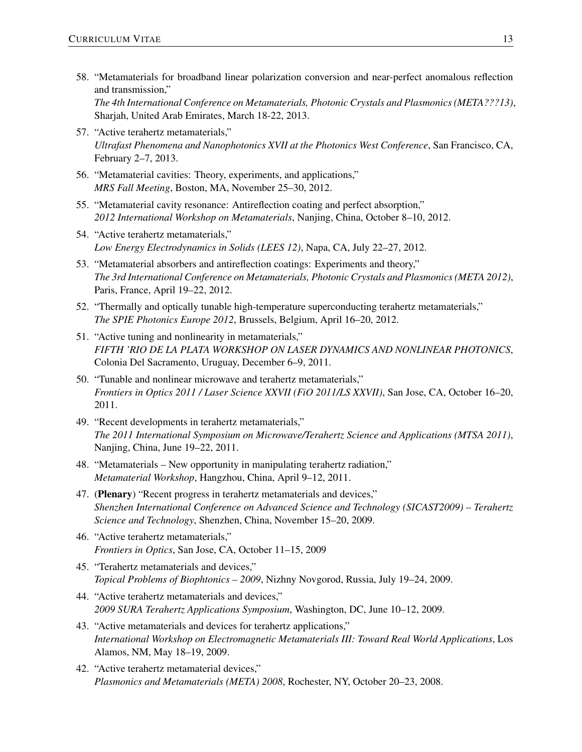58. "Metamaterials for broadband linear polarization conversion and near-perfect anomalous reflection and transmission,"
*The 4th International Conference on Metamaterials, Photonic Crystals and Plasmonics (META???13)*, Sharjah, United Arab Emirates, March 18-22, 2013.

57. "Active terahertz metamaterials,"
*Ultrafast Phenomena and Nanophotonics XVII at the Photonics West Conference*, San Francisco, CA, February 2–7, 2013.

56. "Metamaterial cavities: Theory, experiments, and applications,"
*MRS Fall Meeting*, Boston, MA, November 25–30, 2012.

55. "Metamaterial cavity resonance: Antireflection coating and perfect absorption,"
*2012 International Workshop on Metamaterials*, Nanjing, China, October 8–10, 2012.

54. "Active terahertz metamaterials,"
*Low Energy Electrodynamics in Solids (LEES 12)*, Napa, CA, July 22–27, 2012.

53. "Metamaterial absorbers and antireflection coatings: Experiments and theory,"
*The 3rd International Conference on Metamaterials, Photonic Crystals and Plasmonics (META 2012)*, Paris, France, April 19–22, 2012.

52. "Thermally and optically tunable high-temperature superconducting terahertz metamaterials,"
*The SPIE Photonics Europe 2012*, Brussels, Belgium, April 16–20, 2012.

51. "Active tuning and nonlinearity in metamaterials,"
*FIFTH 'RIO DE LA PLATA WORKSHOP ON LASER DYNAMICS AND NONLINEAR PHOTONICS*, Colonia Del Sacramento, Uruguay, December 6–9, 2011.

50. "Tunable and nonlinear microwave and terahertz metamaterials,"
*Frontiers in Optics 2011 / Laser Science XXVII (FiO 2011/LS XXVII)*, San Jose, CA, October 16–20, 2011.

49. "Recent developments in terahertz metamaterials,"
*The 2011 International Symposium on Microwave/Terahertz Science and Applications (MTSA 2011)*, Nanjing, China, June 19–22, 2011.

48. "Metamaterials – New opportunity in manipulating terahertz radiation,"
*Metamaterial Workshop*, Hangzhou, China, April 9–12, 2011.

47. (**Plenary**) "Recent progress in terahertz metamaterials and devices,"
*Shenzhen International Conference on Advanced Science and Technology (SICAST2009) – Terahertz Science and Technology*, Shenzhen, China, November 15–20, 2009.

46. "Active terahertz metamaterials,"
*Frontiers in Optics*, San Jose, CA, October 11–15, 2009

45. "Terahertz metamaterials and devices,"
*Topical Problems of Biophtonics – 2009*, Nizhny Novgorod, Russia, July 19–24, 2009.

44. "Active terahertz metamaterials and devices,"
*2009 SURA Terahertz Applications Symposium*, Washington, DC, June 10–12, 2009.

43. "Active metamaterials and devices for terahertz applications,"
*International Workshop on Electromagnetic Metamaterials III: Toward Real World Applications*, Los Alamos, NM, May 18–19, 2009.

42. "Active terahertz metamaterial devices,"
*Plasmonics and Metamaterials (META) 2008*, Rochester, NY, October 20–23, 2008.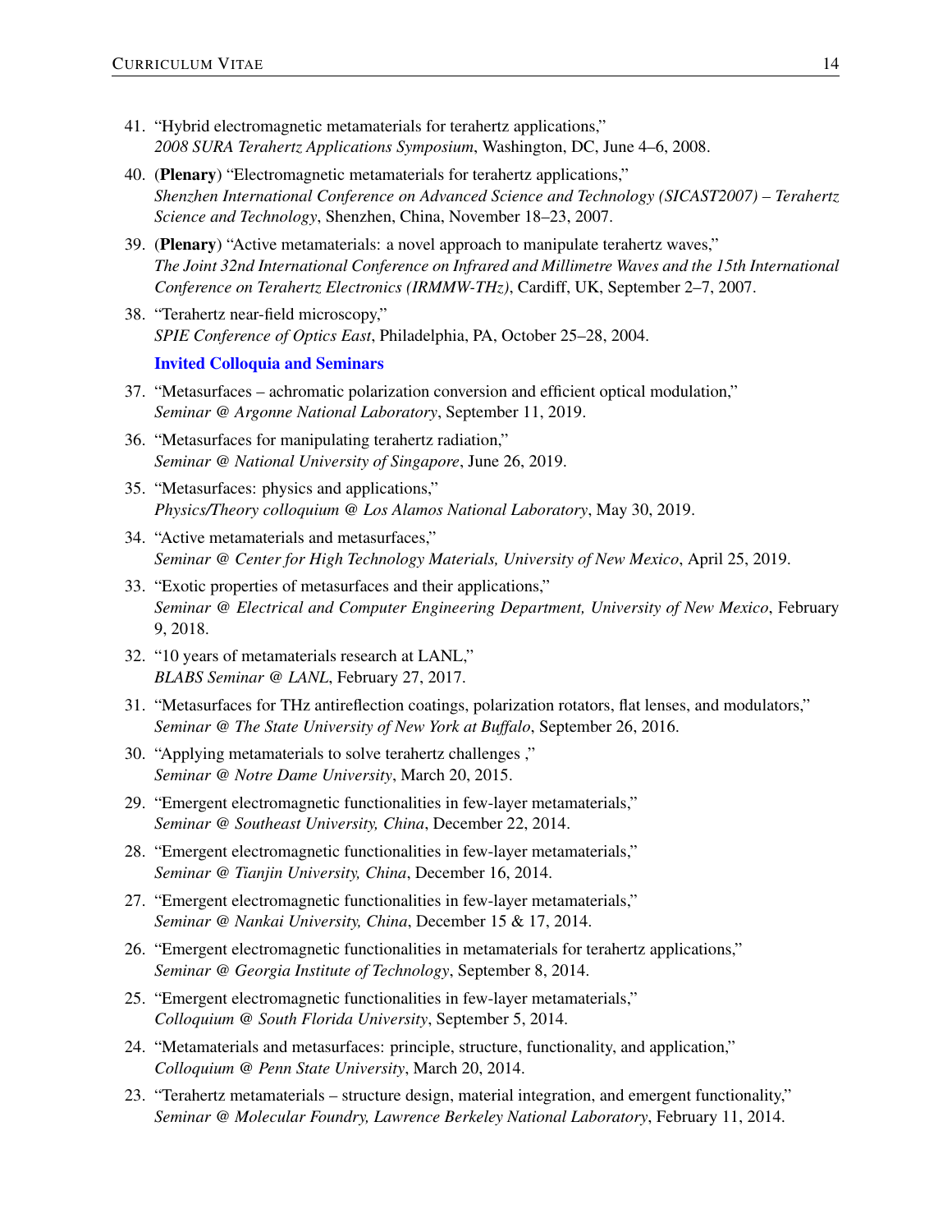41. "Hybrid electromagnetic metamaterials for terahertz applications,"
*2008 SURA Terahertz Applications Symposium*, Washington, DC, June 4–6, 2008.

40. (**Plenary**) "Electromagnetic metamaterials for terahertz applications,"
*Shenzhen International Conference on Advanced Science and Technology (SICAST2007) – Terahertz Science and Technology*, Shenzhen, China, November 18–23, 2007.

39. (**Plenary**) "Active metamaterials: a novel approach to manipulate terahertz waves,"
*The Joint 32nd International Conference on Infrared and Millimetre Waves and the 15th International Conference on Terahertz Electronics (IRMMW-THz)*, Cardiff, UK, September 2–7, 2007.

38. "Terahertz near-field microscopy,"
*SPIE Conference of Optics East*, Philadelphia, PA, October 25–28, 2004.

### Invited Colloquia and Seminars

37. "Metasurfaces – achromatic polarization conversion and efficient optical modulation,"
*Seminar @ Argonne National Laboratory*, September 11, 2019.

36. "Metasurfaces for manipulating terahertz radiation,"
*Seminar @ National University of Singapore*, June 26, 2019.

35. "Metasurfaces: physics and applications,"
*Physics/Theory colloquium @ Los Alamos National Laboratory*, May 30, 2019.

34. "Active metamaterials and metasurfaces,"
*Seminar @ Center for High Technology Materials, University of New Mexico*, April 25, 2019.

33. "Exotic properties of metasurfaces and their applications,"
*Seminar @ Electrical and Computer Engineering Department, University of New Mexico*, February 9, 2018.

32. "10 years of metamaterials research at LANL,"
*BLABS Seminar @ LANL*, February 27, 2017.

31. "Metasurfaces for THz antireflection coatings, polarization rotators, flat lenses, and modulators,"
*Seminar @ The State University of New York at Buffalo*, September 26, 2016.

30. "Applying metamaterials to solve terahertz challenges ,"
*Seminar @ Notre Dame University*, March 20, 2015.

29. "Emergent electromagnetic functionalities in few-layer metamaterials,"
*Seminar @ Southeast University, China*, December 22, 2014.

28. "Emergent electromagnetic functionalities in few-layer metamaterials,"
*Seminar @ Tianjin University, China*, December 16, 2014.

27. "Emergent electromagnetic functionalities in few-layer metamaterials,"
*Seminar @ Nankai University, China*, December 15 & 17, 2014.

26. "Emergent electromagnetic functionalities in metamaterials for terahertz applications,"
*Seminar @ Georgia Institute of Technology*, September 8, 2014.

25. "Emergent electromagnetic functionalities in few-layer metamaterials,"
*Colloquium @ South Florida University*, September 5, 2014.

24. "Metamaterials and metasurfaces: principle, structure, functionality, and application,"
*Colloquium @ Penn State University*, March 20, 2014.

23. "Terahertz metamaterials – structure design, material integration, and emergent functionality,"
*Seminar @ Molecular Foundry, Lawrence Berkeley National Laboratory*, February 11, 2014.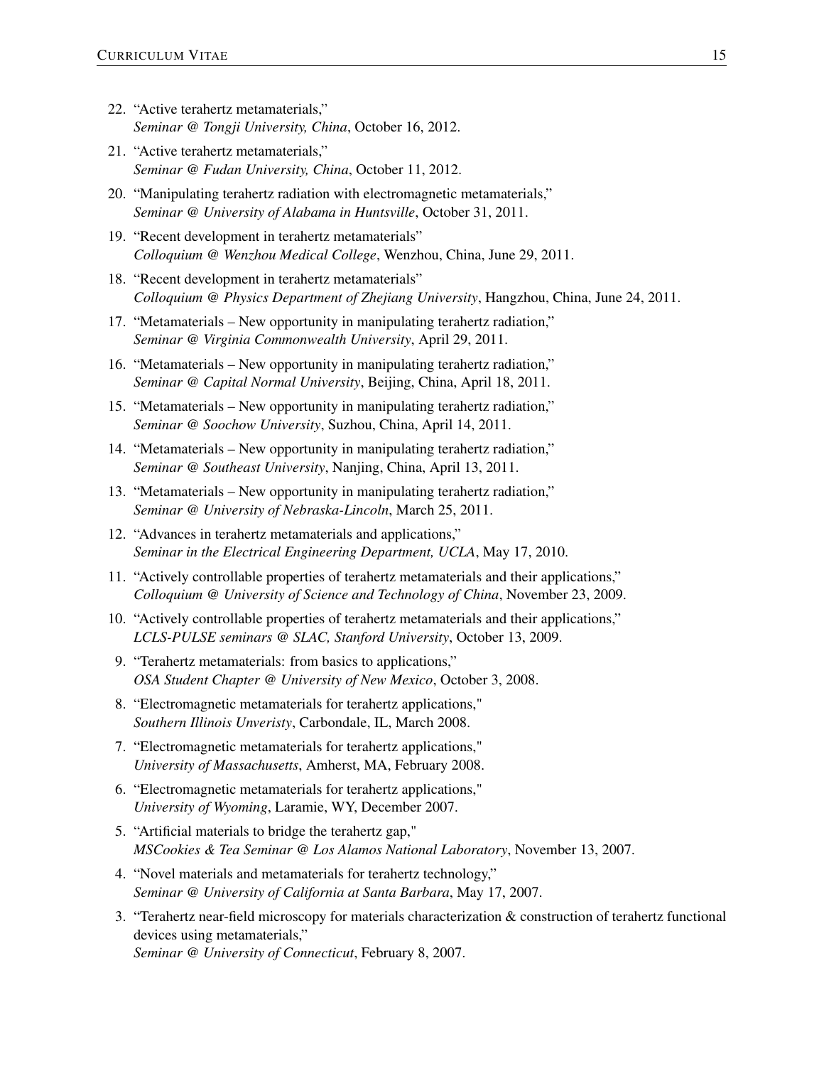22. "Active terahertz metamaterials,"
*Seminar @ Tongji University, China*, October 16, 2012.

21. "Active terahertz metamaterials,"
*Seminar @ Fudan University, China*, October 11, 2012.

20. "Manipulating terahertz radiation with electromagnetic metamaterials,"
*Seminar @ University of Alabama in Huntsville*, October 31, 2011.

19. "Recent development in terahertz metamaterials"
*Colloquium @ Wenzhou Medical College*, Wenzhou, China, June 29, 2011.

18. "Recent development in terahertz metamaterials"
*Colloquium @ Physics Department of Zhejiang University*, Hangzhou, China, June 24, 2011.

17. "Metamaterials – New opportunity in manipulating terahertz radiation,"
*Seminar @ Virginia Commonwealth University*, April 29, 2011.

16. "Metamaterials – New opportunity in manipulating terahertz radiation,"
*Seminar @ Capital Normal University*, Beijing, China, April 18, 2011.

15. "Metamaterials – New opportunity in manipulating terahertz radiation,"
*Seminar @ Soochow University*, Suzhou, China, April 14, 2011.

14. "Metamaterials – New opportunity in manipulating terahertz radiation,"
*Seminar @ Southeast University*, Nanjing, China, April 13, 2011.

13. "Metamaterials – New opportunity in manipulating terahertz radiation,"
*Seminar @ University of Nebraska-Lincoln*, March 25, 2011.

12. "Advances in terahertz metamaterials and applications,"
*Seminar in the Electrical Engineering Department, UCLA*, May 17, 2010.

11. "Actively controllable properties of terahertz metamaterials and their applications,"
*Colloquium @ University of Science and Technology of China*, November 23, 2009.

10. "Actively controllable properties of terahertz metamaterials and their applications,"
*LCLS-PULSE seminars @ SLAC, Stanford University*, October 13, 2009.

9. "Terahertz metamaterials: from basics to applications,"
*OSA Student Chapter @ University of New Mexico*, October 3, 2008.

8. "Electromagnetic metamaterials for terahertz applications,"
*Southern Illinois Unveristy*, Carbondale, IL, March 2008.

7. "Electromagnetic metamaterials for terahertz applications,"
*University of Massachusetts*, Amherst, MA, February 2008.

6. "Electromagnetic metamaterials for terahertz applications,"
*University of Wyoming*, Laramie, WY, December 2007.

5. "Artificial materials to bridge the terahertz gap,"
*MSCookies & Tea Seminar @ Los Alamos National Laboratory*, November 13, 2007.

4. "Novel materials and metamaterials for terahertz technology,"
*Seminar @ University of California at Santa Barbara*, May 17, 2007.

3. "Terahertz near-field microscopy for materials characterization & construction of terahertz functional devices using metamaterials,"
*Seminar @ University of Connecticut*, February 8, 2007.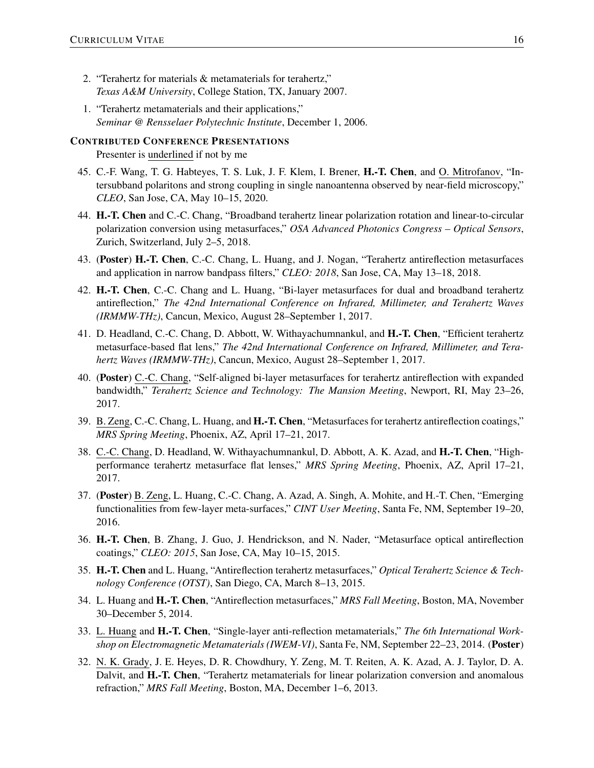2. "Terahertz for materials & metamaterials for terahertz," *Texas A&M University*, College Station, TX, January 2007.

1. "Terahertz metamaterials and their applications," *Seminar @ Rensselaer Polytechnic Institute*, December 1, 2006.

### CONTRIBUTED CONFERENCE PRESENTATIONS

Presenter is <u>underlined</u> if not by me

45. C.-F. Wang, T. G. Habteyes, T. S. Luk, J. F. Klem, I. Brener, **H.-T. Chen**, and <u>O. Mitrofanov</u>, "Intersubband polaritons and strong coupling in single nanoantenna observed by near-field microscopy," *CLEO*, San Jose, CA, May 10–15, 2020.

44. **H.-T. Chen** and C.-C. Chang, "Broadband terahertz linear polarization rotation and linear-to-circular polarization conversion using metasurfaces," *OSA Advanced Photonics Congress – Optical Sensors*, Zurich, Switzerland, July 2–5, 2018.

43. (**Poster**) **H.-T. Chen**, C.-C. Chang, L. Huang, and J. Nogan, "Terahertz antireflection metasurfaces and application in narrow bandpass filters," *CLEO: 2018*, San Jose, CA, May 13–18, 2018.

42. **H.-T. Chen**, C.-C. Chang and L. Huang, "Bi-layer metasurfaces for dual and broadband terahertz antireflection," *The 42nd International Conference on Infrared, Millimeter, and Terahertz Waves (IRMMW-THz)*, Cancun, Mexico, August 28–September 1, 2017.

41. D. Headland, C.-C. Chang, D. Abbott, W. Withayachumnankul, and **H.-T. Chen**, "Efficient terahertz metasurface-based flat lens," *The 42nd International Conference on Infrared, Millimeter, and Terahertz Waves (IRMMW-THz)*, Cancun, Mexico, August 28–September 1, 2017.

40. (**Poster**) <u>C.-C. Chang</u>, "Self-aligned bi-layer metasurfaces for terahertz antireflection with expanded bandwidth," *Terahertz Science and Technology: The Mansion Meeting*, Newport, RI, May 23–26, 2017.

39. <u>B. Zeng</u>, C.-C. Chang, L. Huang, and **H.-T. Chen**, "Metasurfaces for terahertz antireflection coatings," *MRS Spring Meeting*, Phoenix, AZ, April 17–21, 2017.

38. <u>C.-C. Chang</u>, D. Headland, W. Withayachumnankul, D. Abbott, A. K. Azad, and **H.-T. Chen**, "High-performance terahertz metasurface flat lenses," *MRS Spring Meeting*, Phoenix, AZ, April 17–21, 2017.

37. (**Poster**) <u>B. Zeng</u>, L. Huang, C.-C. Chang, A. Azad, A. Singh, A. Mohite, and H.-T. Chen, "Emerging functionalities from few-layer meta-surfaces," *CINT User Meeting*, Santa Fe, NM, September 19–20, 2016.

36. **H.-T. Chen**, B. Zhang, J. Guo, J. Hendrickson, and N. Nader, "Metasurface optical antireflection coatings," *CLEO: 2015*, San Jose, CA, May 10–15, 2015.

35. **H.-T. Chen** and L. Huang, "Antireflection terahertz metasurfaces," *Optical Terahertz Science & Technology Conference (OTST)*, San Diego, CA, March 8–13, 2015.

34. L. Huang and **H.-T. Chen**, "Antireflection metasurfaces," *MRS Fall Meeting*, Boston, MA, November 30–December 5, 2014.

33. <u>L. Huang</u> and **H.-T. Chen**, "Single-layer anti-reflection metamaterials," *The 6th International Workshop on Electromagnetic Metamaterials (IWEM-VI)*, Santa Fe, NM, September 22–23, 2014. (**Poster**)

32. <u>N. K. Grady</u>, J. E. Heyes, D. R. Chowdhury, Y. Zeng, M. T. Reiten, A. K. Azad, A. J. Taylor, D. A. Dalvit, and **H.-T. Chen**, "Terahertz metamaterials for linear polarization conversion and anomalous refraction," *MRS Fall Meeting*, Boston, MA, December 1–6, 2013.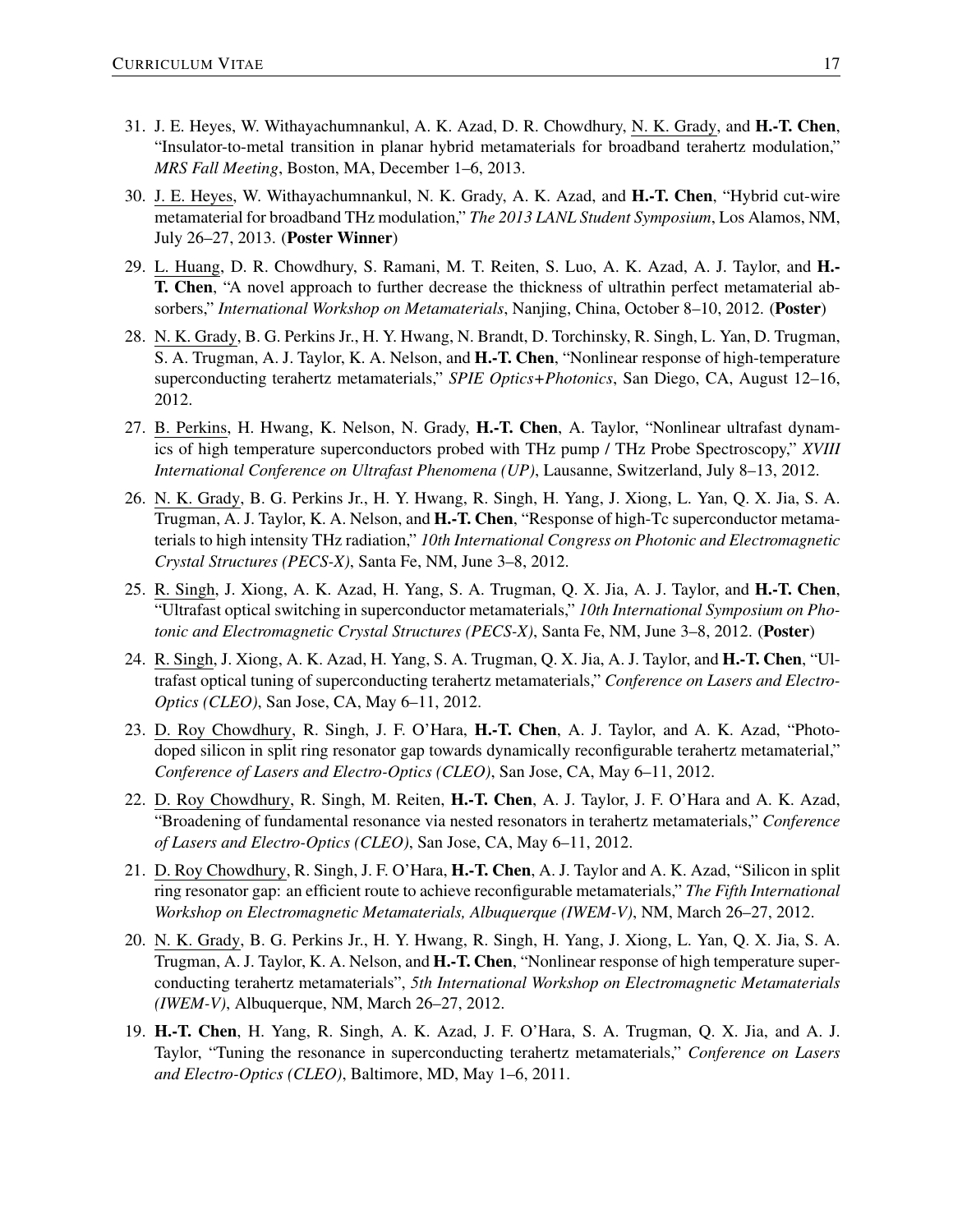31. J. E. Heyes, W. Withayachumnankul, A. K. Azad, D. R. Chowdhury, N. K. Grady, and **H.-T. Chen**, "Insulator-to-metal transition in planar hybrid metamaterials for broadband terahertz modulation," *MRS Fall Meeting*, Boston, MA, December 1–6, 2013.

30. J. E. Heyes, W. Withayachumnankul, N. K. Grady, A. K. Azad, and **H.-T. Chen**, "Hybrid cut-wire metamaterial for broadband THz modulation," *The 2013 LANL Student Symposium*, Los Alamos, NM, July 26–27, 2013. (**Poster Winner**)

29. L. Huang, D. R. Chowdhury, S. Ramani, M. T. Reiten, S. Luo, A. K. Azad, A. J. Taylor, and **H.-T. Chen**, "A novel approach to further decrease the thickness of ultrathin perfect metamaterial absorbers," *International Workshop on Metamaterials*, Nanjing, China, October 8–10, 2012. (**Poster**)

28. N. K. Grady, B. G. Perkins Jr., H. Y. Hwang, N. Brandt, D. Torchinsky, R. Singh, L. Yan, D. Trugman, S. A. Trugman, A. J. Taylor, K. A. Nelson, and **H.-T. Chen**, "Nonlinear response of high-temperature superconducting terahertz metamaterials," *SPIE Optics+Photonics*, San Diego, CA, August 12–16, 2012.

27. B. Perkins, H. Hwang, K. Nelson, N. Grady, **H.-T. Chen**, A. Taylor, "Nonlinear ultrafast dynamics of high temperature superconductors probed with THz pump / THz Probe Spectroscopy," *XVIII International Conference on Ultrafast Phenomena (UP)*, Lausanne, Switzerland, July 8–13, 2012.

26. N. K. Grady, B. G. Perkins Jr., H. Y. Hwang, R. Singh, H. Yang, J. Xiong, L. Yan, Q. X. Jia, S. A. Trugman, A. J. Taylor, K. A. Nelson, and **H.-T. Chen**, "Response of high-Tc superconductor metamaterials to high intensity THz radiation," *10th International Congress on Photonic and Electromagnetic Crystal Structures (PECS-X)*, Santa Fe, NM, June 3–8, 2012.

25. R. Singh, J. Xiong, A. K. Azad, H. Yang, S. A. Trugman, Q. X. Jia, A. J. Taylor, and **H.-T. Chen**, "Ultrafast optical switching in superconductor metamaterials," *10th International Symposium on Photonic and Electromagnetic Crystal Structures (PECS-X)*, Santa Fe, NM, June 3–8, 2012. (**Poster**)

24. R. Singh, J. Xiong, A. K. Azad, H. Yang, S. A. Trugman, Q. X. Jia, A. J. Taylor, and **H.-T. Chen**, "Ultrafast optical tuning of superconducting terahertz metamaterials," *Conference on Lasers and Electro-Optics (CLEO)*, San Jose, CA, May 6–11, 2012.

23. D. Roy Chowdhury, R. Singh, J. F. O'Hara, **H.-T. Chen**, A. J. Taylor, and A. K. Azad, "Photodoped silicon in split ring resonator gap towards dynamically reconfigurable terahertz metamaterial," *Conference of Lasers and Electro-Optics (CLEO)*, San Jose, CA, May 6–11, 2012.

22. D. Roy Chowdhury, R. Singh, M. Reiten, **H.-T. Chen**, A. J. Taylor, J. F. O'Hara and A. K. Azad, "Broadening of fundamental resonance via nested resonators in terahertz metamaterials," *Conference of Lasers and Electro-Optics (CLEO)*, San Jose, CA, May 6–11, 2012.

21. D. Roy Chowdhury, R. Singh, J. F. O'Hara, **H.-T. Chen**, A. J. Taylor and A. K. Azad, "Silicon in split ring resonator gap: an efficient route to achieve reconfigurable metamaterials," *The Fifth International Workshop on Electromagnetic Metamaterials, Albuquerque (IWEM-V)*, NM, March 26–27, 2012.

20. N. K. Grady, B. G. Perkins Jr., H. Y. Hwang, R. Singh, H. Yang, J. Xiong, L. Yan, Q. X. Jia, S. A. Trugman, A. J. Taylor, K. A. Nelson, and **H.-T. Chen**, "Nonlinear response of high temperature superconducting terahertz metamaterials", *5th International Workshop on Electromagnetic Metamaterials (IWEM-V)*, Albuquerque, NM, March 26–27, 2012.

19. **H.-T. Chen**, H. Yang, R. Singh, A. K. Azad, J. F. O'Hara, S. A. Trugman, Q. X. Jia, and A. J. Taylor, "Tuning the resonance in superconducting terahertz metamaterials," *Conference on Lasers and Electro-Optics (CLEO)*, Baltimore, MD, May 1–6, 2011.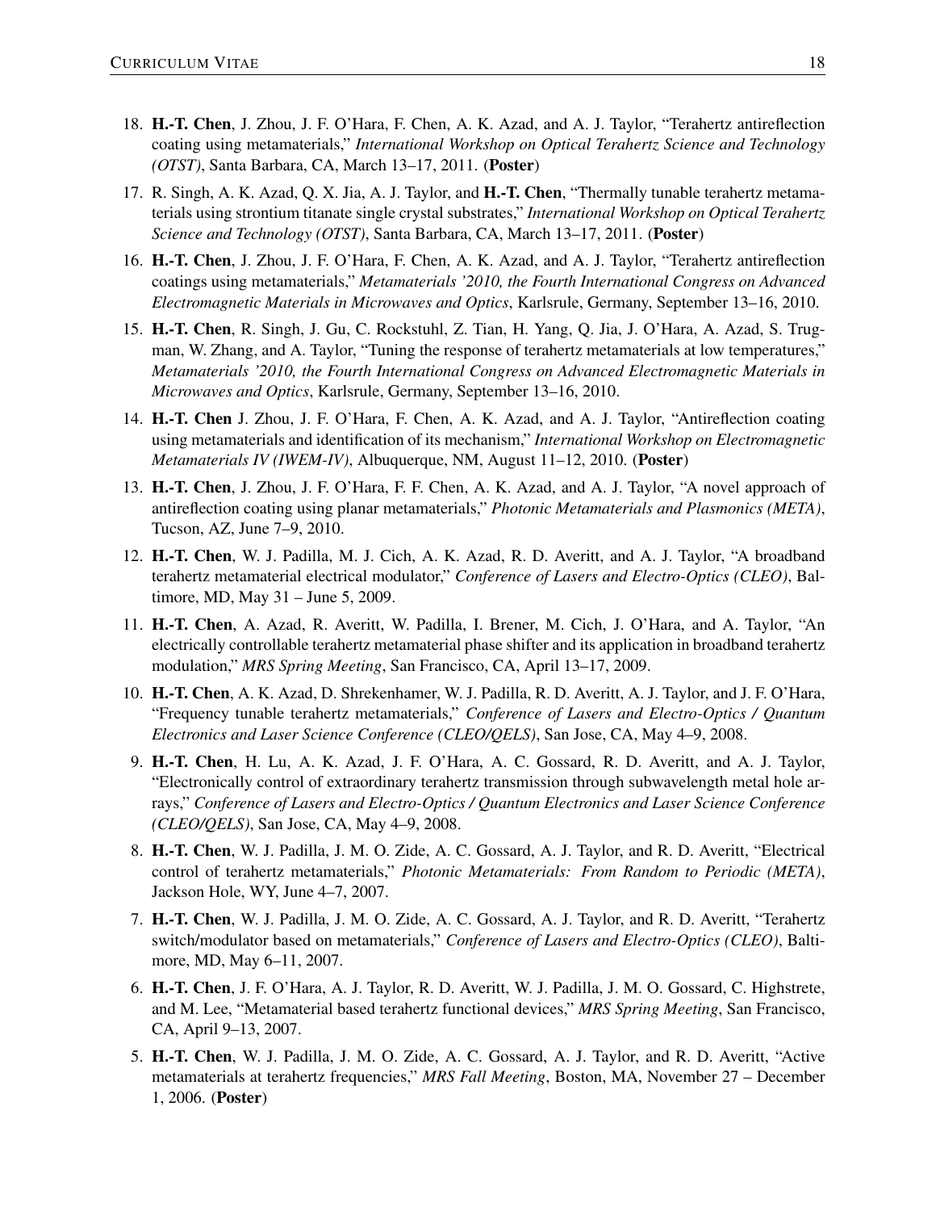18. **H.-T. Chen**, J. Zhou, J. F. O'Hara, F. Chen, A. K. Azad, and A. J. Taylor, "Terahertz antireflection coating using metamaterials," *International Workshop on Optical Terahertz Science and Technology (OTST)*, Santa Barbara, CA, March 13–17, 2011. (**Poster**)

17. R. Singh, A. K. Azad, Q. X. Jia, A. J. Taylor, and **H.-T. Chen**, "Thermally tunable terahertz metamaterials using strontium titanate single crystal substrates," *International Workshop on Optical Terahertz Science and Technology (OTST)*, Santa Barbara, CA, March 13–17, 2011. (**Poster**)

16. **H.-T. Chen**, J. Zhou, J. F. O'Hara, F. Chen, A. K. Azad, and A. J. Taylor, "Terahertz antireflection coatings using metamaterials," *Metamaterials '2010, the Fourth International Congress on Advanced Electromagnetic Materials in Microwaves and Optics*, Karlsrule, Germany, September 13–16, 2010.

15. **H.-T. Chen**, R. Singh, J. Gu, C. Rockstuhl, Z. Tian, H. Yang, Q. Jia, J. O'Hara, A. Azad, S. Trugman, W. Zhang, and A. Taylor, "Tuning the response of terahertz metamaterials at low temperatures," *Metamaterials '2010, the Fourth International Congress on Advanced Electromagnetic Materials in Microwaves and Optics*, Karlsrule, Germany, September 13–16, 2010.

14. **H.-T. Chen** J. Zhou, J. F. O'Hara, F. Chen, A. K. Azad, and A. J. Taylor, "Antireflection coating using metamaterials and identification of its mechanism," *International Workshop on Electromagnetic Metamaterials IV (IWEM-IV)*, Albuquerque, NM, August 11–12, 2010. (**Poster**)

13. **H.-T. Chen**, J. Zhou, J. F. O'Hara, F. F. Chen, A. K. Azad, and A. J. Taylor, "A novel approach of antireflection coating using planar metamaterials," *Photonic Metamaterials and Plasmonics (META)*, Tucson, AZ, June 7–9, 2010.

12. **H.-T. Chen**, W. J. Padilla, M. J. Cich, A. K. Azad, R. D. Averitt, and A. J. Taylor, "A broadband terahertz metamaterial electrical modulator," *Conference of Lasers and Electro-Optics (CLEO)*, Baltimore, MD, May 31 – June 5, 2009.

11. **H.-T. Chen**, A. Azad, R. Averitt, W. Padilla, I. Brener, M. Cich, J. O'Hara, and A. Taylor, "An electrically controllable terahertz metamaterial phase shifter and its application in broadband terahertz modulation," *MRS Spring Meeting*, San Francisco, CA, April 13–17, 2009.

10. **H.-T. Chen**, A. K. Azad, D. Shrekenhamer, W. J. Padilla, R. D. Averitt, A. J. Taylor, and J. F. O'Hara, "Frequency tunable terahertz metamaterials," *Conference of Lasers and Electro-Optics / Quantum Electronics and Laser Science Conference (CLEO/QELS)*, San Jose, CA, May 4–9, 2008.

9. **H.-T. Chen**, H. Lu, A. K. Azad, J. F. O'Hara, A. C. Gossard, R. D. Averitt, and A. J. Taylor, "Electronically control of extraordinary terahertz transmission through subwavelength metal hole arrays," *Conference of Lasers and Electro-Optics / Quantum Electronics and Laser Science Conference (CLEO/QELS)*, San Jose, CA, May 4–9, 2008.

8. **H.-T. Chen**, W. J. Padilla, J. M. O. Zide, A. C. Gossard, A. J. Taylor, and R. D. Averitt, "Electrical control of terahertz metamaterials," *Photonic Metamaterials: From Random to Periodic (META)*, Jackson Hole, WY, June 4–7, 2007.

7. **H.-T. Chen**, W. J. Padilla, J. M. O. Zide, A. C. Gossard, A. J. Taylor, and R. D. Averitt, "Terahertz switch/modulator based on metamaterials," *Conference of Lasers and Electro-Optics (CLEO)*, Baltimore, MD, May 6–11, 2007.

6. **H.-T. Chen**, J. F. O'Hara, A. J. Taylor, R. D. Averitt, W. J. Padilla, J. M. O. Gossard, C. Highstrete, and M. Lee, "Metamaterial based terahertz functional devices," *MRS Spring Meeting*, San Francisco, CA, April 9–13, 2007.

5. **H.-T. Chen**, W. J. Padilla, J. M. O. Zide, A. C. Gossard, A. J. Taylor, and R. D. Averitt, "Active metamaterials at terahertz frequencies," *MRS Fall Meeting*, Boston, MA, November 27 – December 1, 2006. (**Poster**)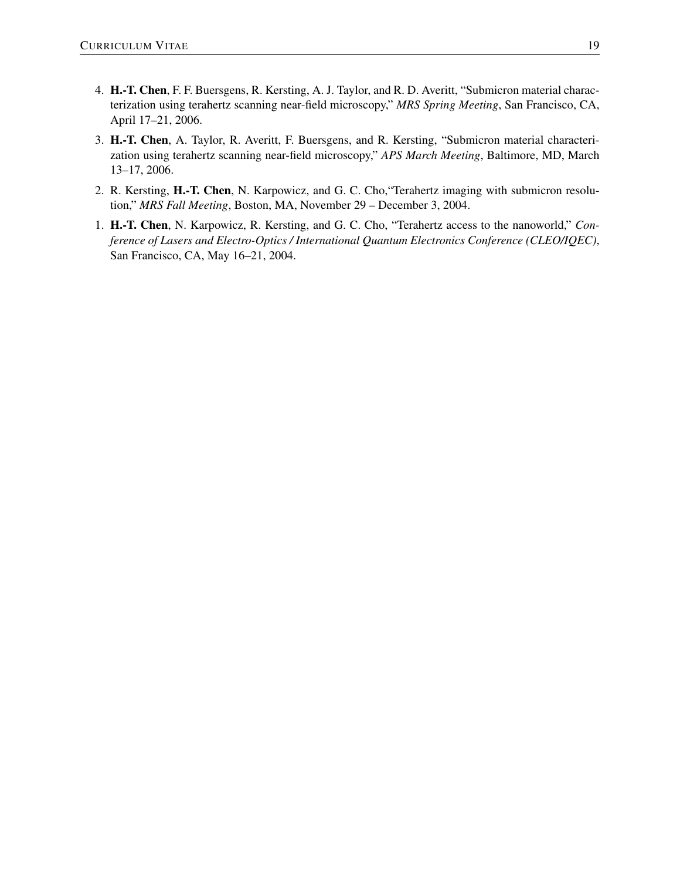4. **H.-T. Chen**, F. F. Buersgens, R. Kersting, A. J. Taylor, and R. D. Averitt, "Submicron material characterization using terahertz scanning near-field microscopy," *MRS Spring Meeting*, San Francisco, CA, April 17–21, 2006.

3. **H.-T. Chen**, A. Taylor, R. Averitt, F. Buersgens, and R. Kersting, "Submicron material characterization using terahertz scanning near-field microscopy," *APS March Meeting*, Baltimore, MD, March 13–17, 2006.

2. R. Kersting, **H.-T. Chen**, N. Karpowicz, and G. C. Cho,"Terahertz imaging with submicron resolution," *MRS Fall Meeting*, Boston, MA, November 29 – December 3, 2004.

1. **H.-T. Chen**, N. Karpowicz, R. Kersting, and G. C. Cho, "Terahertz access to the nanoworld," *Conference of Lasers and Electro-Optics / International Quantum Electronics Conference (CLEO/IQEC)*, San Francisco, CA, May 16–21, 2004.